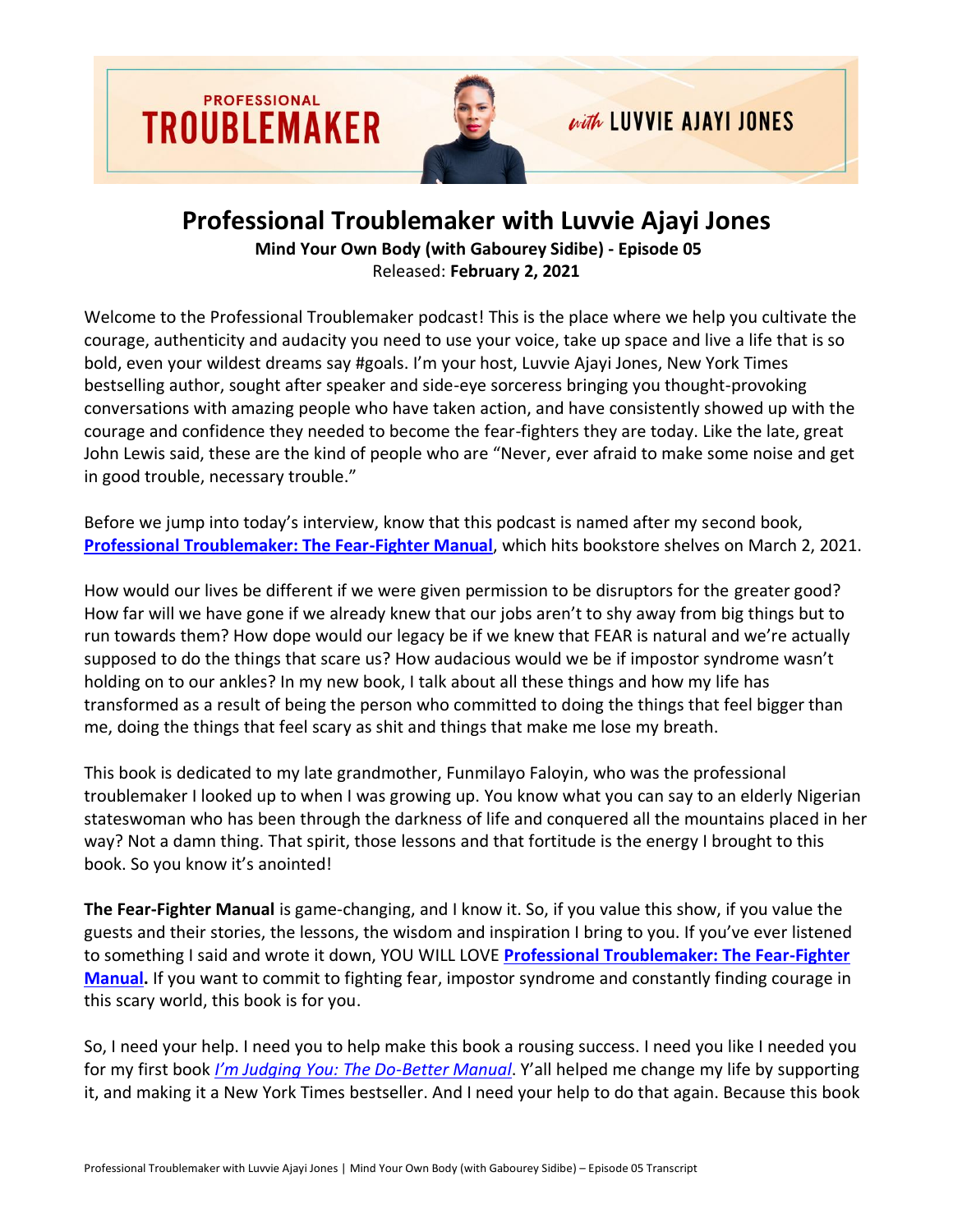# Professional Troublemaker with Luvvie Ajayi Jones

**Mind Your Own Body (with Gabourey Sidibe) - Episode 05**

Released: **February 2, 2021**

Welcome to the Professional Troublemaker podcast! This is the place where we help you cultivate the courage, authenticity and audacity you need to use your voice, take up space and live a life that is so bold, even your wildest dreams say #goals. I'm your host, Luvvie Ajayi Jones, New York Times bestselling author, sought after speaker and side-eye sorceress bringing you thought-provoking conversations with amazing people who have taken action, and have consistently showed up with the courage and confidence they needed to become the fear-fighters they are today. Like the late, great John Lewis said, these are the kind of people who are "Never, ever afraid to make some noise and get in good trouble, necessary trouble."

Before we jump into today's interview, know that this podcast is named after my second book, **Professional Troublemaker: The Fear-Fighter Manual**, which hits bookstore shelves on March 2, 2021.

How would our lives be different if we were given permission to be disruptors for the greater good? How far will we have gone if we already knew that our jobs aren't to shy away from big things but to run towards them? How dope would our legacy be if we knew that FEAR is natural and we're actually supposed to do the things that scare us? How audacious would we be if impostor syndrome wasn't holding on to our ankles? In my new book, I talk about all these things and how my life has transformed as a result of being the person who committed to doing the things that feel bigger than me, doing the things that feel scary as shit and things that make me lose my breath.

This book is dedicated to my late grandmother, Funmilayo Faloyin, who was the professional troublemaker I looked up to when I was growing up. You know what you can say to an elderly Nigerian stateswoman who has been through the darkness of life and conquered all the mountains placed in her way? Not a damn thing. That spirit, those lessons and that fortitude is the energy I brought to this book. So you know it's anointed!

**The Fear-Fighter Manual** is game-changing, and I know it. So, if you value this show, if you value the guests and their stories, the lessons, the wisdom and inspiration I bring to you. If you've ever listened to something I said and wrote it down, YOU WILL LOVE **Professional Troublemaker: The Fear-Fighter Manual.** If you want to commit to fighting fear, impostor syndrome and constantly finding courage in this scary world, this book is for you.

So, I need your help. I need you to help make this book a rousing success. I need you like I needed you for my first book *I'm Judging You: The Do-Better Manual*. Y'all helped me change my life by supporting it, and making it a New York Times bestseller. And I need your help to do that again. Because this book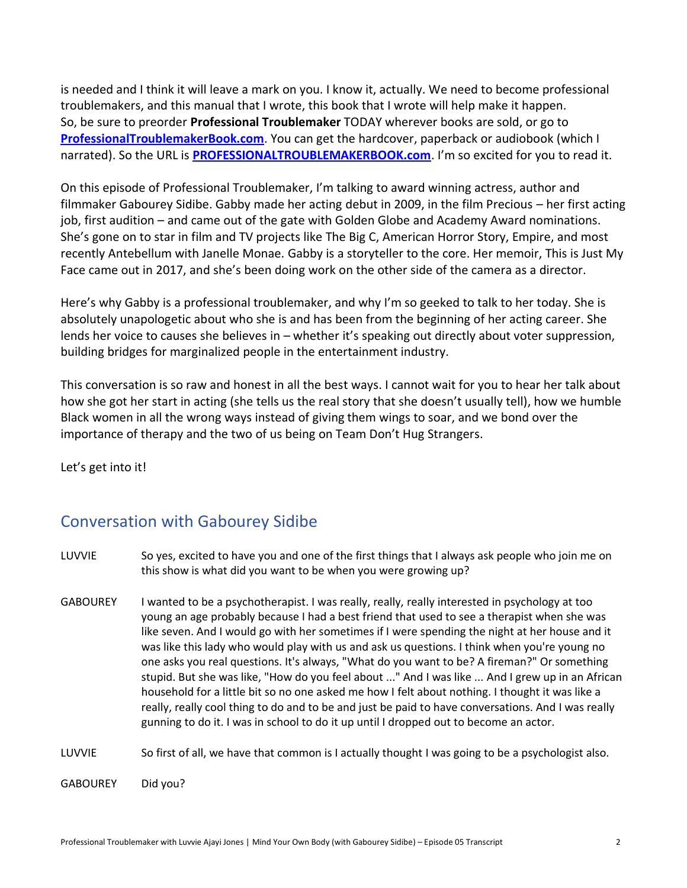is needed and I think it will leave a mark on you. I know it, actually. We need to become professional troublemakers, and this manual that I wrote, this book that I wrote will help make it happen. So, be sure to preorder **Professional Troublemaker** TODAY wherever books are sold, or go to **[ProfessionalTroublemakerBook.com](ProfessionalTroublemakerBook.com)**. You can get the hardcover, paperback or audiobook (which I narrated). So the URL is **[PROFESSIONALTROUBLEMAKERBOOK.com](PROFESSIONALTROUBLEMAKERBOOK.com)**. I'm so excited for you to read it.

On this episode of Professional Troublemaker, I'm talking to award winning actress, author and filmmaker Gabourey Sidibe. Gabby made her acting debut in 2009, in the film Precious – her first acting job, first audition – and came out of the gate with Golden Globe and Academy Award nominations. She's gone on to star in film and TV projects like The Big C, American Horror Story, Empire, and most recently Antebellum with Janelle Monae. Gabby is a storyteller to the core. Her memoir, This is Just My Face came out in 2017, and she's been doing work on the other side of the camera as a director.

Here's why Gabby is a professional troublemaker, and why I'm so geeked to talk to her today. She is absolutely unapologetic about who she is and has been from the beginning of her acting career. She lends her voice to causes she believes in – whether it's speaking out directly about voter suppression, building bridges for marginalized people in the entertainment industry.

This conversation is so raw and honest in all the best ways. I cannot wait for you to hear her talk about how she got her start in acting (she tells us the real story that she doesn't usually tell), how we humble Black women in all the wrong ways instead of giving them wings to soar, and we bond over the importance of therapy and the two of us being on Team Don't Hug Strangers.

Let's get into it!

## Conversation with Gabourey Sidibe

LUVVIE So yes, excited to have you and one of the first things that I always ask people who join me on this show is what did you want to be when you were growing up?

GABOUREY I wanted to be a psychotherapist. I was really, really, really interested in psychology at too young an age probably because I had a best friend that used to see a therapist when she was like seven. And I would go with her sometimes if I were spending the night at her house and it was like this lady who would play with us and ask us questions. I think when you're young no one asks you real questions. It's always, "What do you want to be? A fireman?" Or something stupid. But she was like, "How do you feel about ..." And I was like ... And I grew up in an African household for a little bit so no one asked me how I felt about nothing. I thought it was like a really, really cool thing to do and to be and just be paid to have conversations. And I was really gunning to do it. I was in school to do it up until I dropped out to become an actor.

LUVVIE So first of all, we have that common is I actually thought I was going to be a psychologist also.

GABOUREY Did you?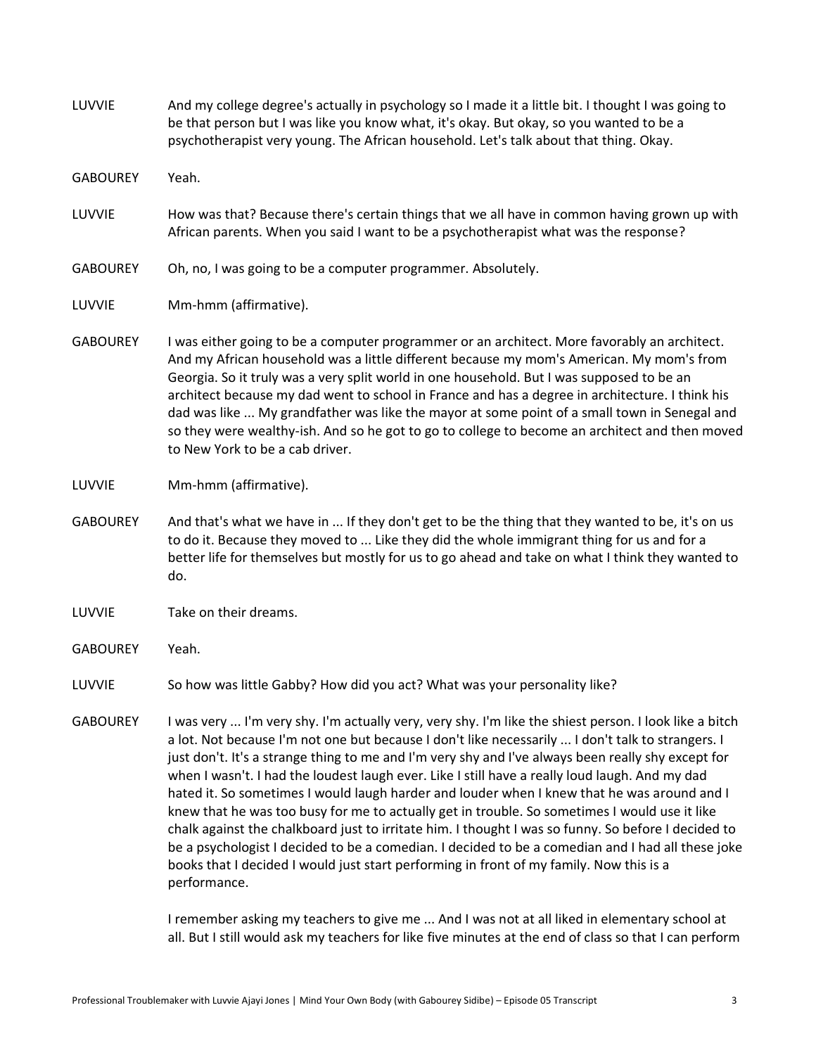LUVVIE And my college degree's actually in psychology so I made it a little bit. I thought I was going to be that person but I was like you know what, it's okay. But okay, so you wanted to be a psychotherapist very young. The African household. Let's talk about that thing. Okay.

GABOUREY Yeah.

LUVVIE How was that? Because there's certain things that we all have in common having grown up with African parents. When you said I want to be a psychotherapist what was the response?

GABOUREY Oh, no, I was going to be a computer programmer. Absolutely.

LUVVIE Mm-hmm (affirmative).

GABOUREY I was either going to be a computer programmer or an architect. More favorably an architect. And my African household was a little different because my mom's American. My mom's from Georgia. So it truly was a very split world in one household. But I was supposed to be an architect because my dad went to school in France and has a degree in architecture. I think his dad was like ... My grandfather was like the mayor at some point of a small town in Senegal and so they were wealthy-ish. And so he got to go to college to become an architect and then moved to New York to be a cab driver.

LUVVIE Mm-hmm (affirmative).

GABOUREY And that's what we have in ... If they don't get to be the thing that they wanted to be, it's on us to do it. Because they moved to ... Like they did the whole immigrant thing for us and for a better life for themselves but mostly for us to go ahead and take on what I think they wanted to do.

LUVVIE Take on their dreams.

GABOUREY Yeah.

LUVVIE So how was little Gabby? How did you act? What was your personality like?

GABOUREY I was very ... I'm very shy. I'm actually very, very shy. I'm like the shiest person. I look like a bitch a lot. Not because I'm not one but because I don't like necessarily ... I don't talk to strangers. I just don't. It's a strange thing to me and I'm very shy and I've always been really shy except for when I wasn't. I had the loudest laugh ever. Like I still have a really loud laugh. And my dad hated it. So sometimes I would laugh harder and louder when I knew that he was around and I knew that he was too busy for me to actually get in trouble. So sometimes I would use it like chalk against the chalkboard just to irritate him. I thought I was so funny. So before I decided to be a psychologist I decided to be a comedian. I decided to be a comedian and I had all these joke books that I decided I would just start performing in front of my family. Now this is a performance.

I remember asking my teachers to give me ... And I was not at all liked in elementary school at all. But I still would ask my teachers for like five minutes at the end of class so that I can perform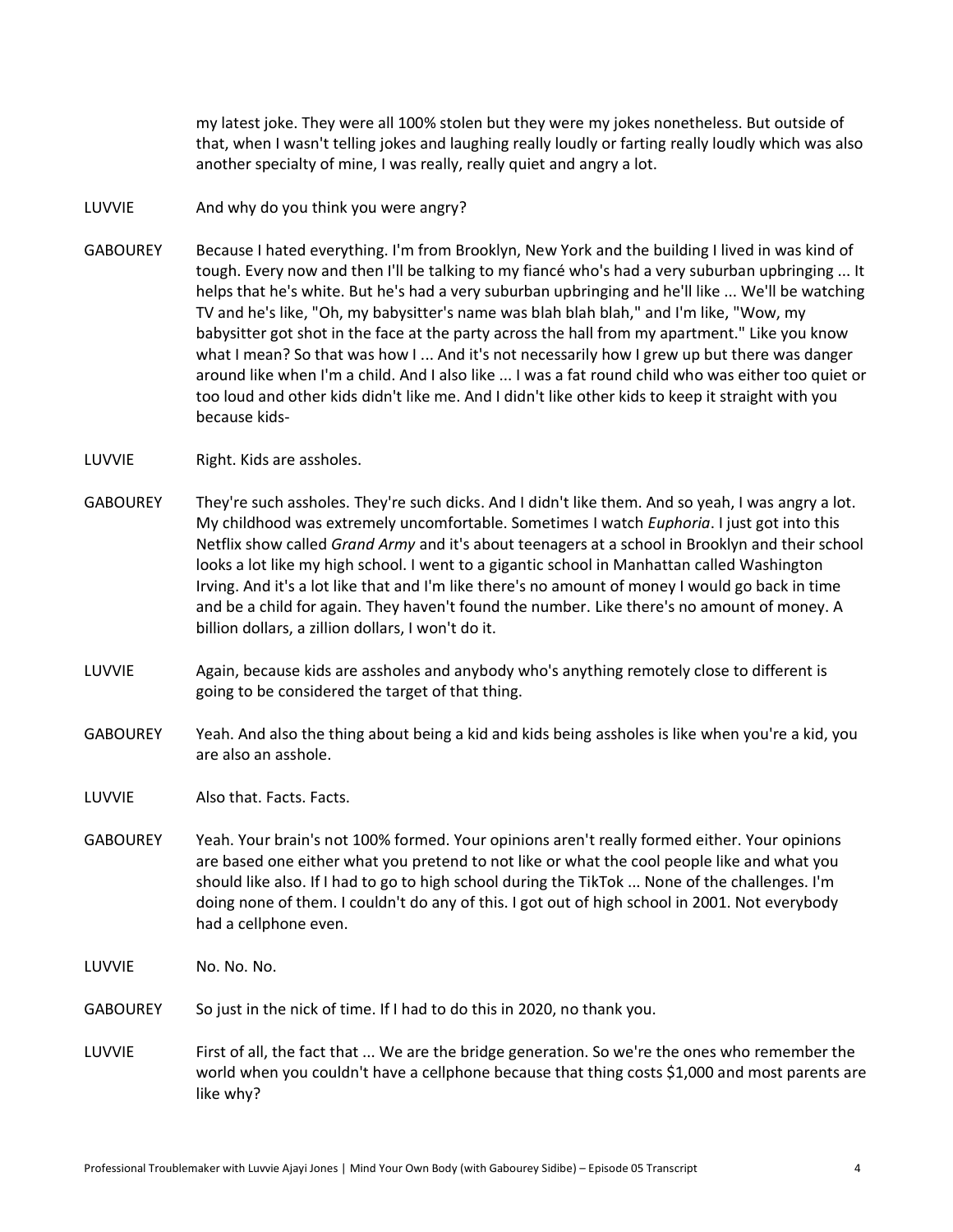my latest joke. They were all 100% stolen but they were my jokes nonetheless. But outside of that, when I wasn't telling jokes and laughing really loudly or farting really loudly which was also another specialty of mine, I was really, really quiet and angry a lot.

LUVVIE And why do you think you were angry?

GABOUREY Because I hated everything. I'm from Brooklyn, New York and the building I lived in was kind of tough. Every now and then I'll be talking to my fiancé who's had a very suburban upbringing ... It helps that he's white. But he's had a very suburban upbringing and he'll like ... We'll be watching TV and he's like, "Oh, my babysitter's name was blah blah blah," and I'm like, "Wow, my babysitter got shot in the face at the party across the hall from my apartment." Like you know what I mean? So that was how I ... And it's not necessarily how I grew up but there was danger around like when I'm a child. And I also like ... I was a fat round child who was either too quiet or too loud and other kids didn't like me. And I didn't like other kids to keep it straight with you because kids-

LUVVIE Right. Kids are assholes.

GABOUREY They're such assholes. They're such dicks. And I didn't like them. And so yeah, I was angry a lot. My childhood was extremely uncomfortable. Sometimes I watch *Euphoria*. I just got into this Netflix show called *Grand Army* and it's about teenagers at a school in Brooklyn and their school looks a lot like my high school. I went to a gigantic school in Manhattan called Washington Irving. And it's a lot like that and I'm like there's no amount of money I would go back in time and be a child for again. They haven't found the number. Like there's no amount of money. A billion dollars, a zillion dollars, I won't do it.

LUVVIE Again, because kids are assholes and anybody who's anything remotely close to different is going to be considered the target of that thing.

GABOUREY Yeah. And also the thing about being a kid and kids being assholes is like when you're a kid, you are also an asshole.

LUVVIE Also that. Facts. Facts.

GABOUREY Yeah. Your brain's not 100% formed. Your opinions aren't really formed either. Your opinions are based one either what you pretend to not like or what the cool people like and what you should like also. If I had to go to high school during the TikTok ... None of the challenges. I'm doing none of them. I couldn't do any of this. I got out of high school in 2001. Not everybody had a cellphone even.

LUVVIE No. No. No.

GABOUREY So just in the nick of time. If I had to do this in 2020, no thank you.

LUVVIE First of all, the fact that ... We are the bridge generation. So we're the ones who remember the world when you couldn't have a cellphone because that thing costs $1,000 and most parents are like why?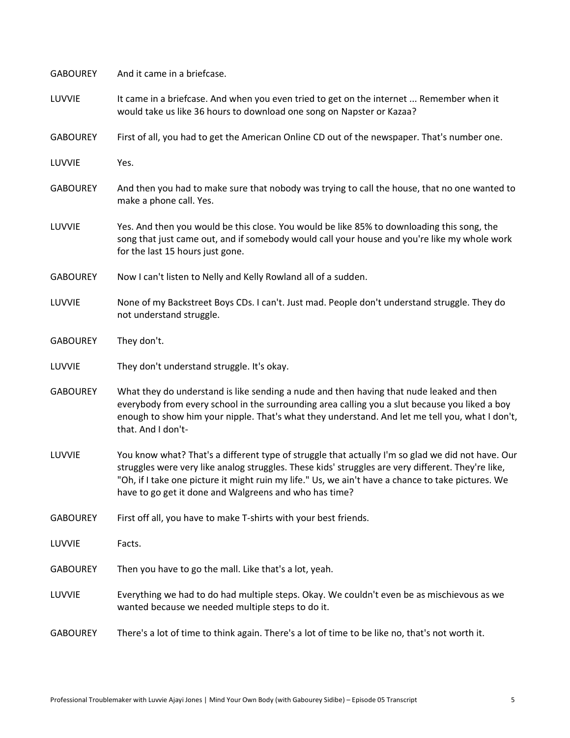GABOUREY And it came in a briefcase.

LUVVIE It came in a briefcase. And when you even tried to get on the internet ... Remember when it would take us like 36 hours to download one song on Napster or Kazaa?

GABOUREY First of all, you had to get the American Online CD out of the newspaper. That's number one.

LUVVIE Yes.

GABOUREY And then you had to make sure that nobody was trying to call the house, that no one wanted to make a phone call. Yes.

LUVVIE Yes. And then you would be this close. You would be like 85% to downloading this song, the song that just came out, and if somebody would call your house and you're like my whole work for the last 15 hours just gone.

GABOUREY Now I can't listen to Nelly and Kelly Rowland all of a sudden.

LUVVIE None of my Backstreet Boys CDs. I can't. Just mad. People don't understand struggle. They do not understand struggle.

GABOUREY They don't.

LUVVIE They don't understand struggle. It's okay.

GABOUREY What they do understand is like sending a nude and then having that nude leaked and then everybody from every school in the surrounding area calling you a slut because you liked a boy enough to show him your nipple. That's what they understand. And let me tell you, what I don't, that. And I don't-

LUVVIE You know what? That's a different type of struggle that actually I'm so glad we did not have. Our struggles were very like analog struggles. These kids' struggles are very different. They're like, "Oh, if I take one picture it might ruin my life." Us, we ain't have a chance to take pictures. We have to go get it done and Walgreens and who has time?

GABOUREY First off all, you have to make T-shirts with your best friends.

LUVVIE Facts.

GABOUREY Then you have to go the mall. Like that's a lot, yeah.

LUVVIE Everything we had to do had multiple steps. Okay. We couldn't even be as mischievous as we wanted because we needed multiple steps to do it.

GABOUREY There's a lot of time to think again. There's a lot of time to be like no, that's not worth it.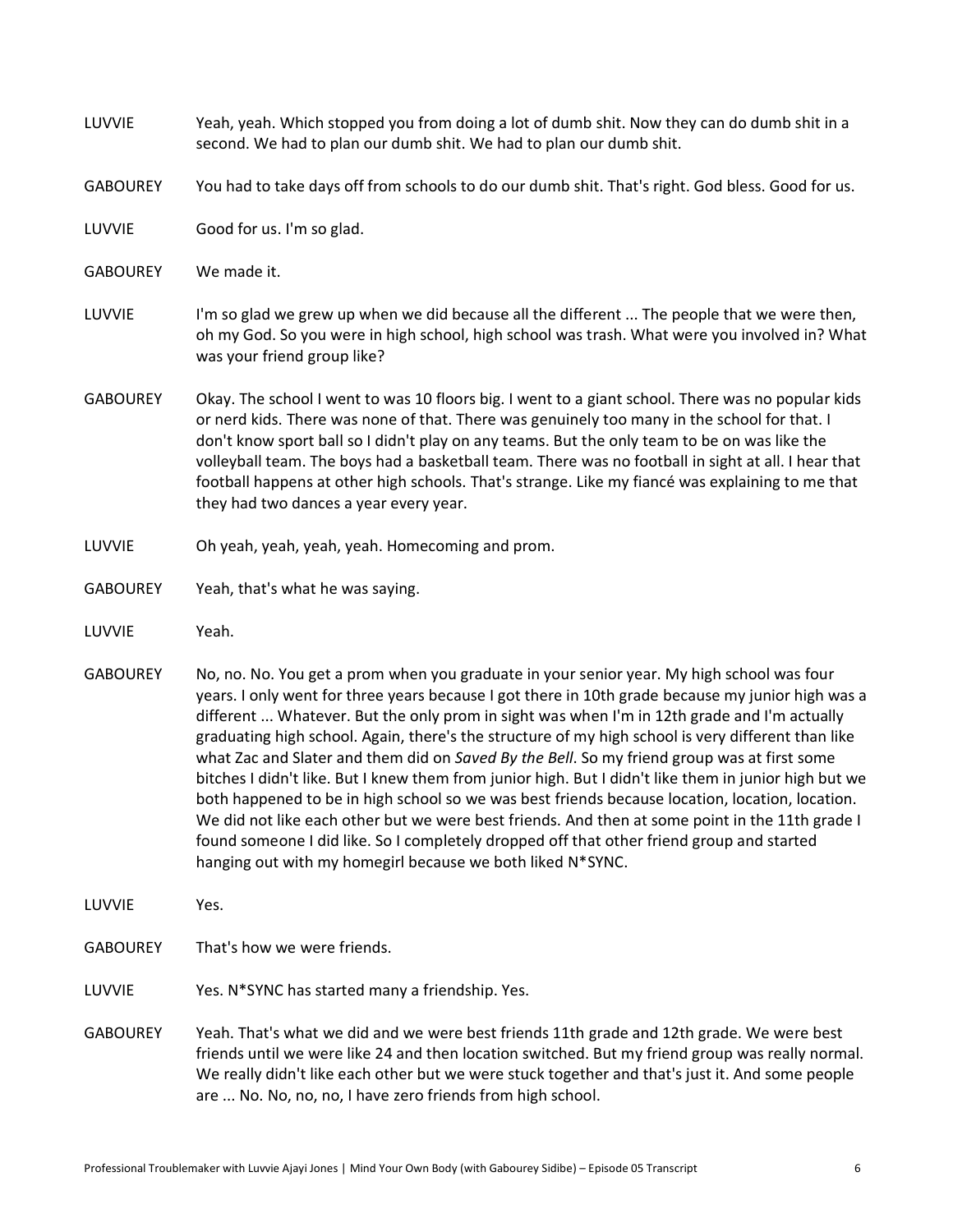LUVVIE Yeah, yeah. Which stopped you from doing a lot of dumb shit. Now they can do dumb shit in a second. We had to plan our dumb shit. We had to plan our dumb shit.

GABOUREY You had to take days off from schools to do our dumb shit. That's right. God bless. Good for us.

LUVVIE Good for us. I'm so glad.

GABOUREY We made it.

LUVVIE I'm so glad we grew up when we did because all the different ... The people that we were then, oh my God. So you were in high school, high school was trash. What were you involved in? What was your friend group like?

GABOUREY Okay. The school I went to was 10 floors big. I went to a giant school. There was no popular kids or nerd kids. There was none of that. There was genuinely too many in the school for that. I don't know sport ball so I didn't play on any teams. But the only team to be on was like the volleyball team. The boys had a basketball team. There was no football in sight at all. I hear that football happens at other high schools. That's strange. Like my fiancé was explaining to me that they had two dances a year every year.

LUVVIE Oh yeah, yeah, yeah, yeah. Homecoming and prom.

GABOUREY Yeah, that's what he was saying.

LUVVIE Yeah.

GABOUREY No, no. No. You get a prom when you graduate in your senior year. My high school was four years. I only went for three years because I got there in 10th grade because my junior high was a different ... Whatever. But the only prom in sight was when I'm in 12th grade and I'm actually graduating high school. Again, there's the structure of my high school is very different than like what Zac and Slater and them did on *Saved By the Bell*. So my friend group was at first some bitches I didn't like. But I knew them from junior high. But I didn't like them in junior high but we both happened to be in high school so we was best friends because location, location, location. We did not like each other but we were best friends. And then at some point in the 11th grade I found someone I did like. So I completely dropped off that other friend group and started hanging out with my homegirl because we both liked N*SYNC.

LUVVIE Yes.

GABOUREY That's how we were friends.

LUVVIE Yes. N*SYNC has started many a friendship. Yes.

GABOUREY Yeah. That's what we did and we were best friends 11th grade and 12th grade. We were best friends until we were like 24 and then location switched. But my friend group was really normal. We really didn't like each other but we were stuck together and that's just it. And some people are ... No. No, no, no, I have zero friends from high school.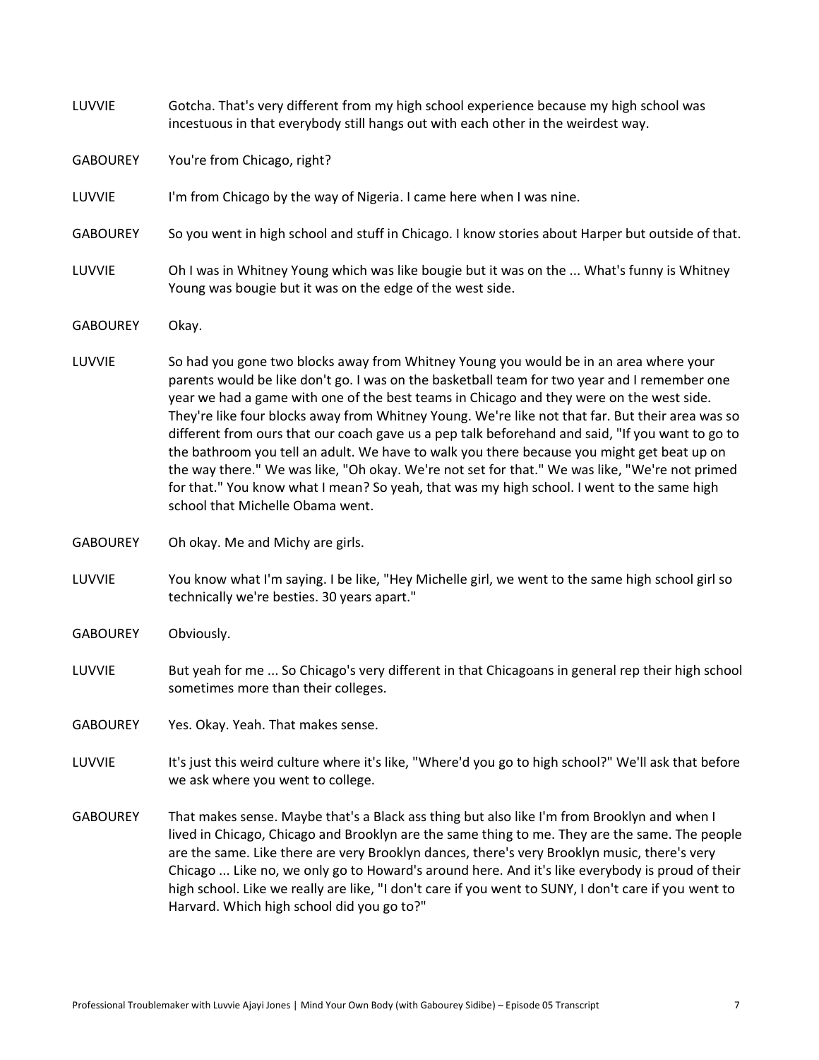LUVVIE Gotcha. That's very different from my high school experience because my high school was incestuous in that everybody still hangs out with each other in the weirdest way.

GABOUREY You're from Chicago, right?

LUVVIE I'm from Chicago by the way of Nigeria. I came here when I was nine.

GABOUREY So you went in high school and stuff in Chicago. I know stories about Harper but outside of that.

LUVVIE Oh I was in Whitney Young which was like bougie but it was on the ... What's funny is Whitney Young was bougie but it was on the edge of the west side.

GABOUREY Okay.

LUVVIE So had you gone two blocks away from Whitney Young you would be in an area where your parents would be like don't go. I was on the basketball team for two year and I remember one year we had a game with one of the best teams in Chicago and they were on the west side. They're like four blocks away from Whitney Young. We're like not that far. But their area was so different from ours that our coach gave us a pep talk beforehand and said, "If you want to go to the bathroom you tell an adult. We have to walk you there because you might get beat up on the way there." We was like, "Oh okay. We're not set for that." We was like, "We're not primed for that." You know what I mean? So yeah, that was my high school. I went to the same high school that Michelle Obama went.

GABOUREY Oh okay. Me and Michy are girls.

LUVVIE You know what I'm saying. I be like, "Hey Michelle girl, we went to the same high school girl so technically we're besties. 30 years apart."

GABOUREY Obviously.

LUVVIE But yeah for me ... So Chicago's very different in that Chicagoans in general rep their high school sometimes more than their colleges.

GABOUREY Yes. Okay. Yeah. That makes sense.

LUVVIE It's just this weird culture where it's like, "Where'd you go to high school?" We'll ask that before we ask where you went to college.

GABOUREY That makes sense. Maybe that's a Black ass thing but also like I'm from Brooklyn and when I lived in Chicago, Chicago and Brooklyn are the same thing to me. They are the same. The people are the same. Like there are very Brooklyn dances, there's very Brooklyn music, there's very Chicago ... Like no, we only go to Howard's around here. And it's like everybody is proud of their high school. Like we really are like, "I don't care if you went to SUNY, I don't care if you went to Harvard. Which high school did you go to?"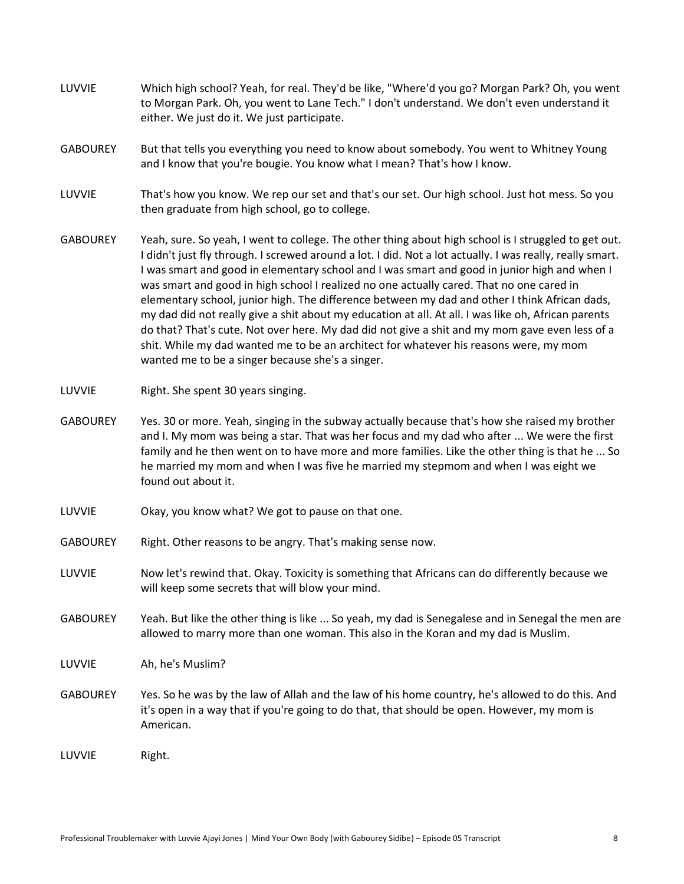LUVVIE Which high school? Yeah, for real. They'd be like, "Where'd you go? Morgan Park? Oh, you went to Morgan Park. Oh, you went to Lane Tech." I don't understand. We don't even understand it either. We just do it. We just participate.

GABOUREY But that tells you everything you need to know about somebody. You went to Whitney Young and I know that you're bougie. You know what I mean? That's how I know.

LUVVIE That's how you know. We rep our set and that's our set. Our high school. Just hot mess. So you then graduate from high school, go to college.

GABOUREY Yeah, sure. So yeah, I went to college. The other thing about high school is I struggled to get out. I didn't just fly through. I screwed around a lot. I did. Not a lot actually. I was really, really smart. I was smart and good in elementary school and I was smart and good in junior high and when I was smart and good in high school I realized no one actually cared. That no one cared in elementary school, junior high. The difference between my dad and other I think African dads, my dad did not really give a shit about my education at all. At all. I was like oh, African parents do that? That's cute. Not over here. My dad did not give a shit and my mom gave even less of a shit. While my dad wanted me to be an architect for whatever his reasons were, my mom wanted me to be a singer because she's a singer.

LUVVIE Right. She spent 30 years singing.

GABOUREY Yes. 30 or more. Yeah, singing in the subway actually because that's how she raised my brother and I. My mom was being a star. That was her focus and my dad who after ... We were the first family and he then went on to have more and more families. Like the other thing is that he ... So he married my mom and when I was five he married my stepmom and when I was eight we found out about it.

LUVVIE Okay, you know what? We got to pause on that one.

GABOUREY Right. Other reasons to be angry. That's making sense now.

LUVVIE Now let's rewind that. Okay. Toxicity is something that Africans can do differently because we will keep some secrets that will blow your mind.

GABOUREY Yeah. But like the other thing is like ... So yeah, my dad is Senegalese and in Senegal the men are allowed to marry more than one woman. This also in the Koran and my dad is Muslim.

LUVVIE Ah, he's Muslim?

GABOUREY Yes. So he was by the law of Allah and the law of his home country, he's allowed to do this. And it's open in a way that if you're going to do that, that should be open. However, my mom is American.

LUVVIE Right.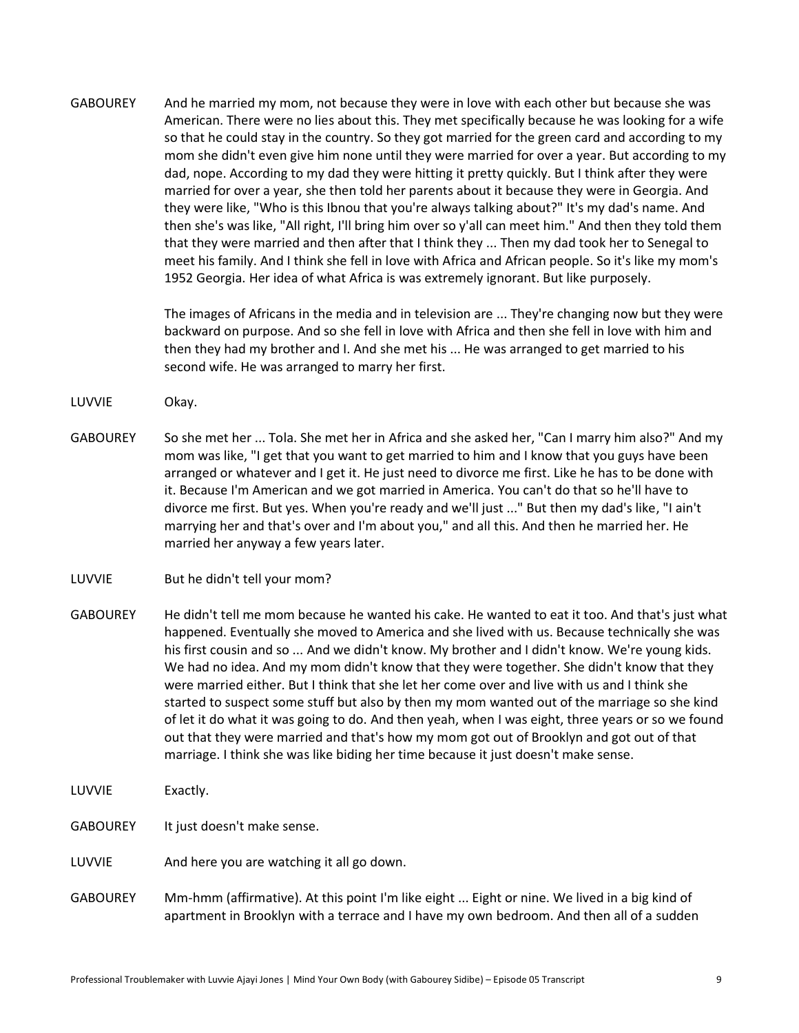GABOUREY And he married my mom, not because they were in love with each other but because she was American. There were no lies about this. They met specifically because he was looking for a wife so that he could stay in the country. So they got married for the green card and according to my mom she didn't even give him none until they were married for over a year. But according to my dad, nope. According to my dad they were hitting it pretty quickly. But I think after they were married for over a year, she then told her parents about it because they were in Georgia. And they were like, "Who is this Ibnou that you're always talking about?" It's my dad's name. And then she's was like, "All right, I'll bring him over so y'all can meet him." And then they told them that they were married and then after that I think they ... Then my dad took her to Senegal to meet his family. And I think she fell in love with Africa and African people. So it's like my mom's 1952 Georgia. Her idea of what Africa is was extremely ignorant. But like purposely.

The images of Africans in the media and in television are ... They're changing now but they were backward on purpose. And so she fell in love with Africa and then she fell in love with him and then they had my brother and I. And she met his ... He was arranged to get married to his second wife. He was arranged to marry her first.

LUVVIE Okay.

GABOUREY So she met her ... Tola. She met her in Africa and she asked her, "Can I marry him also?" And my mom was like, "I get that you want to get married to him and I know that you guys have been arranged or whatever and I get it. He just need to divorce me first. Like he has to be done with it. Because I'm American and we got married in America. You can't do that so he'll have to divorce me first. But yes. When you're ready and we'll just ..." But then my dad's like, "I ain't marrying her and that's over and I'm about you," and all this. And then he married her. He married her anyway a few years later.

LUVVIE But he didn't tell your mom?

GABOUREY He didn't tell me mom because he wanted his cake. He wanted to eat it too. And that's just what happened. Eventually she moved to America and she lived with us. Because technically she was his first cousin and so ... And we didn't know. My brother and I didn't know. We're young kids. We had no idea. And my mom didn't know that they were together. She didn't know that they were married either. But I think that she let her come over and live with us and I think she started to suspect some stuff but also by then my mom wanted out of the marriage so she kind of let it do what it was going to do. And then yeah, when I was eight, three years or so we found out that they were married and that's how my mom got out of Brooklyn and got out of that marriage. I think she was like biding her time because it just doesn't make sense.

LUVVIE Exactly.

GABOUREY It just doesn't make sense.

LUVVIE And here you are watching it all go down.

GABOUREY Mm-hmm (affirmative). At this point I'm like eight ... Eight or nine. We lived in a big kind of apartment in Brooklyn with a terrace and I have my own bedroom. And then all of a sudden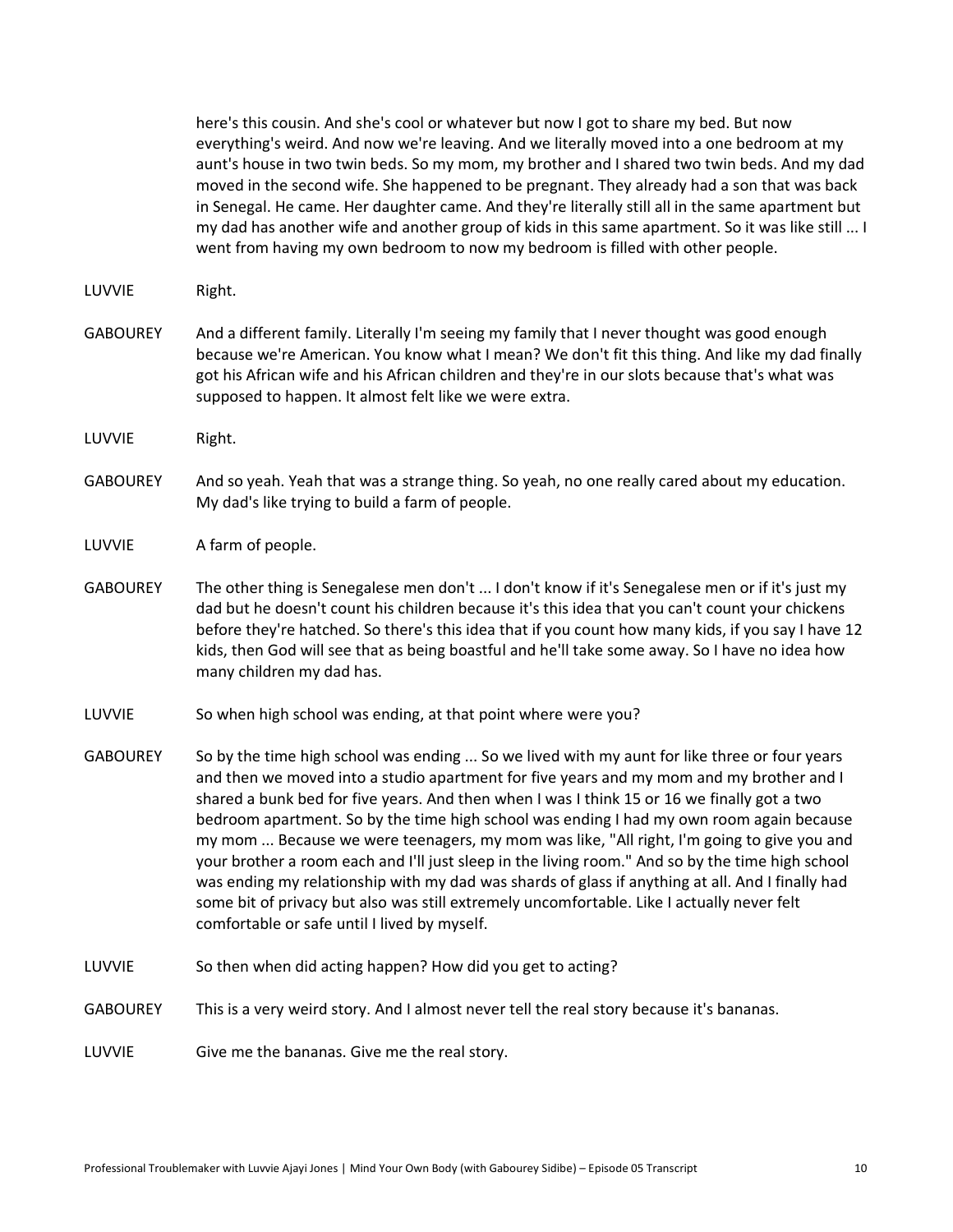here's this cousin. And she's cool or whatever but now I got to share my bed. But now everything's weird. And now we're leaving. And we literally moved into a one bedroom at my aunt's house in two twin beds. So my mom, my brother and I shared two twin beds. And my dad moved in the second wife. She happened to be pregnant. They already had a son that was back in Senegal. He came. Her daughter came. And they're literally still all in the same apartment but my dad has another wife and another group of kids in this same apartment. So it was like still ... I went from having my own bedroom to now my bedroom is filled with other people.

LUVVIE Right.

GABOUREY And a different family. Literally I'm seeing my family that I never thought was good enough because we're American. You know what I mean? We don't fit this thing. And like my dad finally got his African wife and his African children and they're in our slots because that's what was supposed to happen. It almost felt like we were extra.

LUVVIE Right.

GABOUREY And so yeah. Yeah that was a strange thing. So yeah, no one really cared about my education. My dad's like trying to build a farm of people.

LUVVIE A farm of people.

GABOUREY The other thing is Senegalese men don't ... I don't know if it's Senegalese men or if it's just my dad but he doesn't count his children because it's this idea that you can't count your chickens before they're hatched. So there's this idea that if you count how many kids, if you say I have 12 kids, then God will see that as being boastful and he'll take some away. So I have no idea how many children my dad has.

LUVVIE So when high school was ending, at that point where were you?

GABOUREY So by the time high school was ending ... So we lived with my aunt for like three or four years and then we moved into a studio apartment for five years and my mom and my brother and I shared a bunk bed for five years. And then when I was I think 15 or 16 we finally got a two bedroom apartment. So by the time high school was ending I had my own room again because my mom ... Because we were teenagers, my mom was like, "All right, I'm going to give you and your brother a room each and I'll just sleep in the living room." And so by the time high school was ending my relationship with my dad was shards of glass if anything at all. And I finally had some bit of privacy but also was still extremely uncomfortable. Like I actually never felt comfortable or safe until I lived by myself.

LUVVIE So then when did acting happen? How did you get to acting?

GABOUREY This is a very weird story. And I almost never tell the real story because it's bananas.

LUVVIE Give me the bananas. Give me the real story.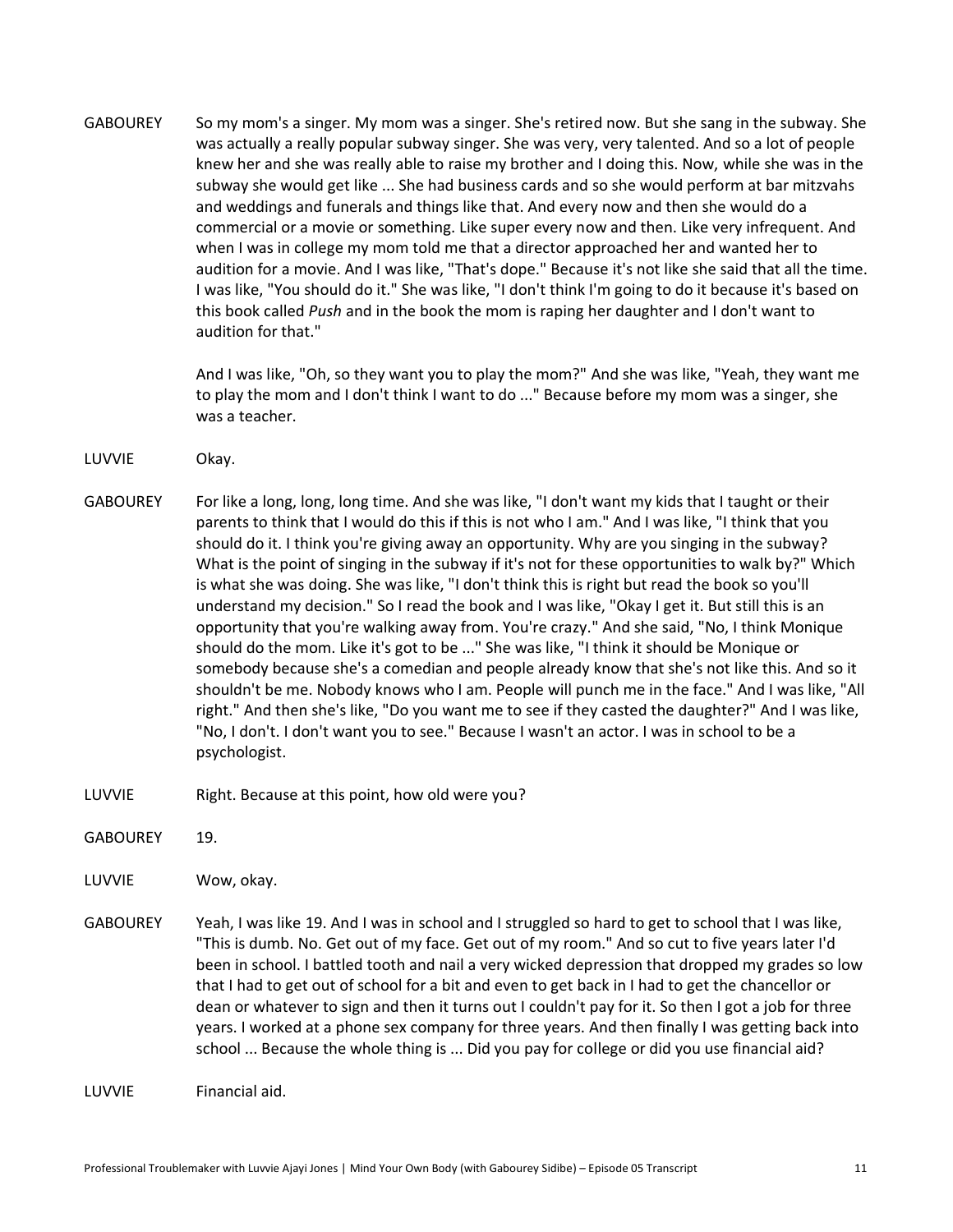GABOUREY So my mom's a singer. My mom was a singer. She's retired now. But she sang in the subway. She was actually a really popular subway singer. She was very, very talented. And so a lot of people knew her and she was really able to raise my brother and I doing this. Now, while she was in the subway she would get like ... She had business cards and so she would perform at bar mitzvahs and weddings and funerals and things like that. And every now and then she would do a commercial or a movie or something. Like super every now and then. Like very infrequent. And when I was in college my mom told me that a director approached her and wanted her to audition for a movie. And I was like, "That's dope." Because it's not like she said that all the time. I was like, "You should do it." She was like, "I don't think I'm going to do it because it's based on this book called *Push* and in the book the mom is raping her daughter and I don't want to audition for that."

And I was like, "Oh, so they want you to play the mom?" And she was like, "Yeah, they want me to play the mom and I don't think I want to do ..." Because before my mom was a singer, she was a teacher.

LUVVIE Okay.

GABOUREY For like a long, long, long time. And she was like, "I don't want my kids that I taught or their parents to think that I would do this if this is not who I am." And I was like, "I think that you should do it. I think you're giving away an opportunity. Why are you singing in the subway? What is the point of singing in the subway if it's not for these opportunities to walk by?" Which is what she was doing. She was like, "I don't think this is right but read the book so you'll understand my decision." So I read the book and I was like, "Okay I get it. But still this is an opportunity that you're walking away from. You're crazy." And she said, "No, I think Monique should do the mom. Like it's got to be ..." She was like, "I think it should be Monique or somebody because she's a comedian and people already know that she's not like this. And so it shouldn't be me. Nobody knows who I am. People will punch me in the face." And I was like, "All right." And then she's like, "Do you want me to see if they casted the daughter?" And I was like, "No, I don't. I don't want you to see." Because I wasn't an actor. I was in school to be a psychologist.

LUVVIE Right. Because at this point, how old were you?

GABOUREY 19.

LUVVIE Wow, okay.

GABOUREY Yeah, I was like 19. And I was in school and I struggled so hard to get to school that I was like, "This is dumb. No. Get out of my face. Get out of my room." And so cut to five years later I'd been in school. I battled tooth and nail a very wicked depression that dropped my grades so low that I had to get out of school for a bit and even to get back in I had to get the chancellor or dean or whatever to sign and then it turns out I couldn't pay for it. So then I got a job for three years. I worked at a phone sex company for three years. And then finally I was getting back into school ... Because the whole thing is ... Did you pay for college or did you use financial aid?

LUVVIE Financial aid.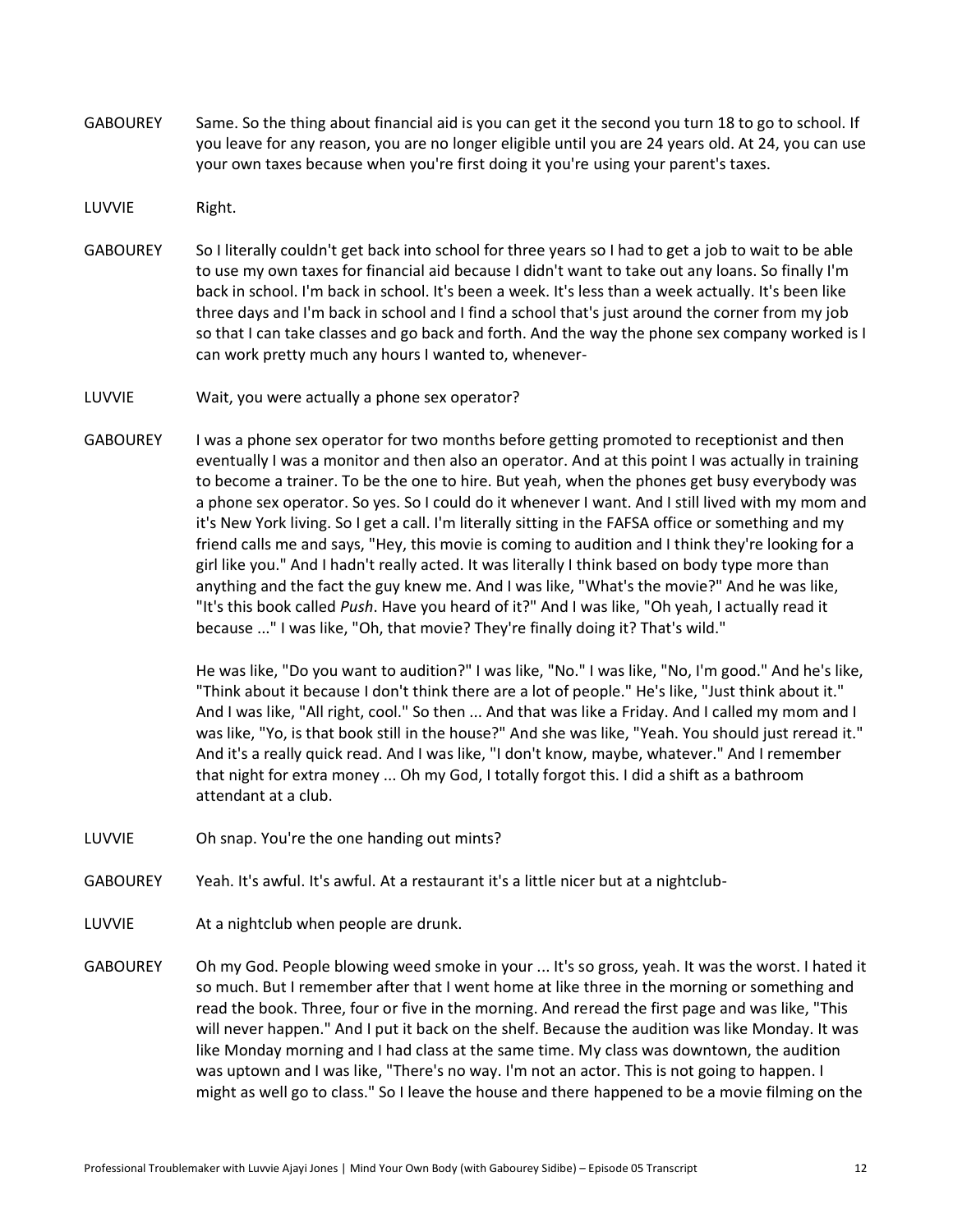**GABOUREY** Same. So the thing about financial aid is you can get it the second you turn 18 to go to school. If you leave for any reason, you are no longer eligible until you are 24 years old. At 24, you can use your own taxes because when you're first doing it you're using your parent's taxes.

**LUVVIE** Right.

**GABOUREY** So I literally couldn't get back into school for three years so I had to get a job to wait to be able to use my own taxes for financial aid because I didn't want to take out any loans. So finally I'm back in school. I'm back in school. It's been a week. It's less than a week actually. It's been like three days and I'm back in school and I find a school that's just around the corner from my job so that I can take classes and go back and forth. And the way the phone sex company worked is I can work pretty much any hours I wanted to, whenever-

**LUVVIE** Wait, you were actually a phone sex operator?

**GABOUREY** I was a phone sex operator for two months before getting promoted to receptionist and then eventually I was a monitor and then also an operator. And at this point I was actually in training to become a trainer. To be the one to hire. But yeah, when the phones get busy everybody was a phone sex operator. So yes. So I could do it whenever I want. And I still lived with my mom and it's New York living. So I get a call. I'm literally sitting in the FAFSA office or something and my friend calls me and says, "Hey, this movie is coming to audition and I think they're looking for a girl like you." And I hadn't really acted. It was literally I think based on body type more than anything and the fact the guy knew me. And I was like, "What's the movie?" And he was like, "It's this book called *Push*. Have you heard of it?" And I was like, "Oh yeah, I actually read it because ..." I was like, "Oh, that movie? They're finally doing it? That's wild."

He was like, "Do you want to audition?" I was like, "No." I was like, "No, I'm good." And he's like, "Think about it because I don't think there are a lot of people." He's like, "Just think about it." And I was like, "All right, cool." So then ... And that was like a Friday. And I called my mom and I was like, "Yo, is that book still in the house?" And she was like, "Yeah. You should just reread it." And it's a really quick read. And I was like, "I don't know, maybe, whatever." And I remember that night for extra money ... Oh my God, I totally forgot this. I did a shift as a bathroom attendant at a club.

**LUVVIE** Oh snap. You're the one handing out mints?

**GABOUREY** Yeah. It's awful. It's awful. At a restaurant it's a little nicer but at a nightclub-

**LUVVIE** At a nightclub when people are drunk.

**GABOUREY** Oh my God. People blowing weed smoke in your ... It's so gross, yeah. It was the worst. I hated it so much. But I remember after that I went home at like three in the morning or something and read the book. Three, four or five in the morning. And reread the first page and was like, "This will never happen." And I put it back on the shelf. Because the audition was like Monday. It was like Monday morning and I had class at the same time. My class was downtown, the audition was uptown and I was like, "There's no way. I'm not an actor. This is not going to happen. I might as well go to class." So I leave the house and there happened to be a movie filming on the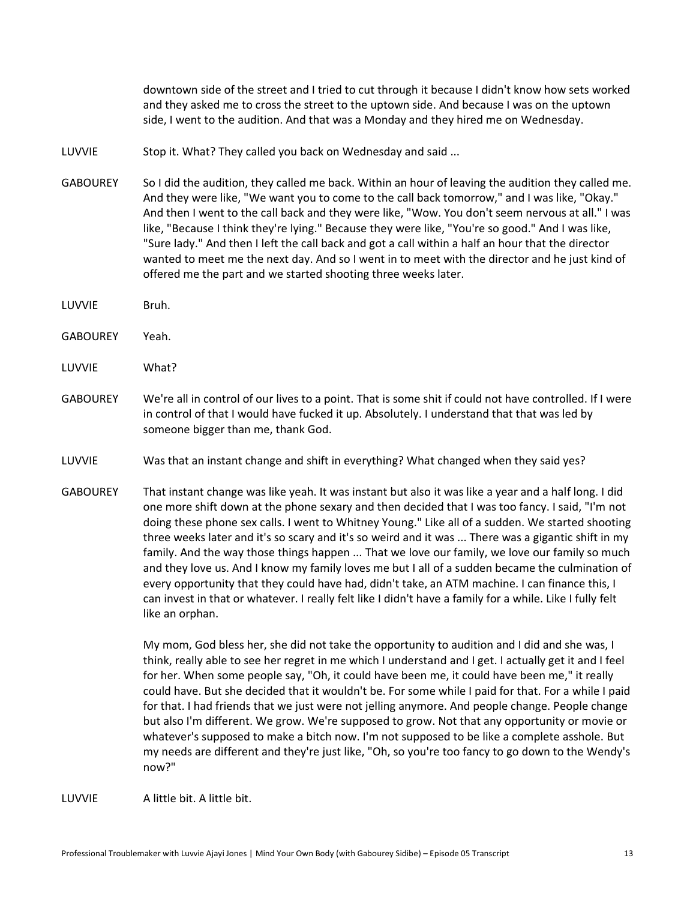downtown side of the street and I tried to cut through it because I didn't know how sets worked and they asked me to cross the street to the uptown side. And because I was on the uptown side, I went to the audition. And that was a Monday and they hired me on Wednesday.

LUVVIE Stop it. What? They called you back on Wednesday and said ...

GABOUREY So I did the audition, they called me back. Within an hour of leaving the audition they called me. And they were like, "We want you to come to the call back tomorrow," and I was like, "Okay." And then I went to the call back and they were like, "Wow. You don't seem nervous at all." I was like, "Because I think they're lying." Because they were like, "You're so good." And I was like, "Sure lady." And then I left the call back and got a call within a half an hour that the director wanted to meet me the next day. And so I went in to meet with the director and he just kind of offered me the part and we started shooting three weeks later.

LUVVIE Bruh.

GABOUREY Yeah.

LUVVIE What?

GABOUREY We're all in control of our lives to a point. That is some shit if could not have controlled. If I were in control of that I would have fucked it up. Absolutely. I understand that that was led by someone bigger than me, thank God.

LUVVIE Was that an instant change and shift in everything? What changed when they said yes?

GABOUREY That instant change was like yeah. It was instant but also it was like a year and a half long. I did one more shift down at the phone sexary and then decided that I was too fancy. I said, "I'm not doing these phone sex calls. I went to Whitney Young." Like all of a sudden. We started shooting three weeks later and it's so scary and it's so weird and it was ... There was a gigantic shift in my family. And the way those things happen ... That we love our family, we love our family so much and they love us. And I know my family loves me but I all of a sudden became the culmination of every opportunity that they could have had, didn't take, an ATM machine. I can finance this, I can invest in that or whatever. I really felt like I didn't have a family for a while. Like I fully felt like an orphan.

My mom, God bless her, she did not take the opportunity to audition and I did and she was, I think, really able to see her regret in me which I understand and I get. I actually get it and I feel for her. When some people say, "Oh, it could have been me, it could have been me," it really could have. But she decided that it wouldn't be. For some while I paid for that. For a while I paid for that. I had friends that we just were not jelling anymore. And people change. People change but also I'm different. We grow. We're supposed to grow. Not that any opportunity or movie or whatever's supposed to make a bitch now. I'm not supposed to be like a complete asshole. But my needs are different and they're just like, "Oh, so you're too fancy to go down to the Wendy's now?"

LUVVIE A little bit. A little bit.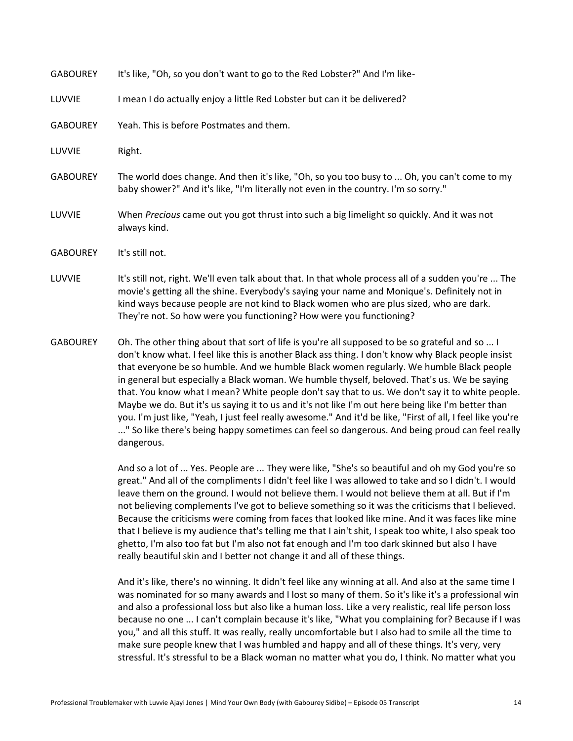GABOUREY It's like, "Oh, so you don't want to go to the Red Lobster?" And I'm like-

LUVVIE I mean I do actually enjoy a little Red Lobster but can it be delivered?

GABOUREY Yeah. This is before Postmates and them.

LUVVIE Right.

GABOUREY The world does change. And then it's like, "Oh, so you too busy to ... Oh, you can't come to my baby shower?" And it's like, "I'm literally not even in the country. I'm so sorry."

LUVVIE When *Precious* came out you got thrust into such a big limelight so quickly. And it was not always kind.

GABOUREY It's still not.

LUVVIE It's still not, right. We'll even talk about that. In that whole process all of a sudden you're ... The movie's getting all the shine. Everybody's saying your name and Monique's. Definitely not in kind ways because people are not kind to Black women who are plus sized, who are dark. They're not. So how were you functioning? How were you functioning?

GABOUREY Oh. The other thing about that sort of life is you're all supposed to be so grateful and so ... I don't know what. I feel like this is another Black ass thing. I don't know why Black people insist that everyone be so humble. And we humble Black women regularly. We humble Black people in general but especially a Black woman. We humble thyself, beloved. That's us. We be saying that. You know what I mean? White people don't say that to us. We don't say it to white people. Maybe we do. But it's us saying it to us and it's not like I'm out here being like I'm better than you. I'm just like, "Yeah, I just feel really awesome." And it'd be like, "First of all, I feel like you're ..." So like there's being happy sometimes can feel so dangerous. And being proud can feel really dangerous.

And so a lot of ... Yes. People are ... They were like, "She's so beautiful and oh my God you're so great." And all of the compliments I didn't feel like I was allowed to take and so I didn't. I would leave them on the ground. I would not believe them. I would not believe them at all. But if I'm not believing complements I've got to believe something so it was the criticisms that I believed. Because the criticisms were coming from faces that looked like mine. And it was faces like mine that I believe is my audience that's telling me that I ain't shit, I speak too white, I also speak too ghetto, I'm also too fat but I'm also not fat enough and I'm too dark skinned but also I have really beautiful skin and I better not change it and all of these things.

And it's like, there's no winning. It didn't feel like any winning at all. And also at the same time I was nominated for so many awards and I lost so many of them. So it's like it's a professional win and also a professional loss but also like a human loss. Like a very realistic, real life person loss because no one ... I can't complain because it's like, "What you complaining for? Because if I was you," and all this stuff. It was really, really uncomfortable but I also had to smile all the time to make sure people knew that I was humbled and happy and all of these things. It's very, very stressful. It's stressful to be a Black woman no matter what you do, I think. No matter what you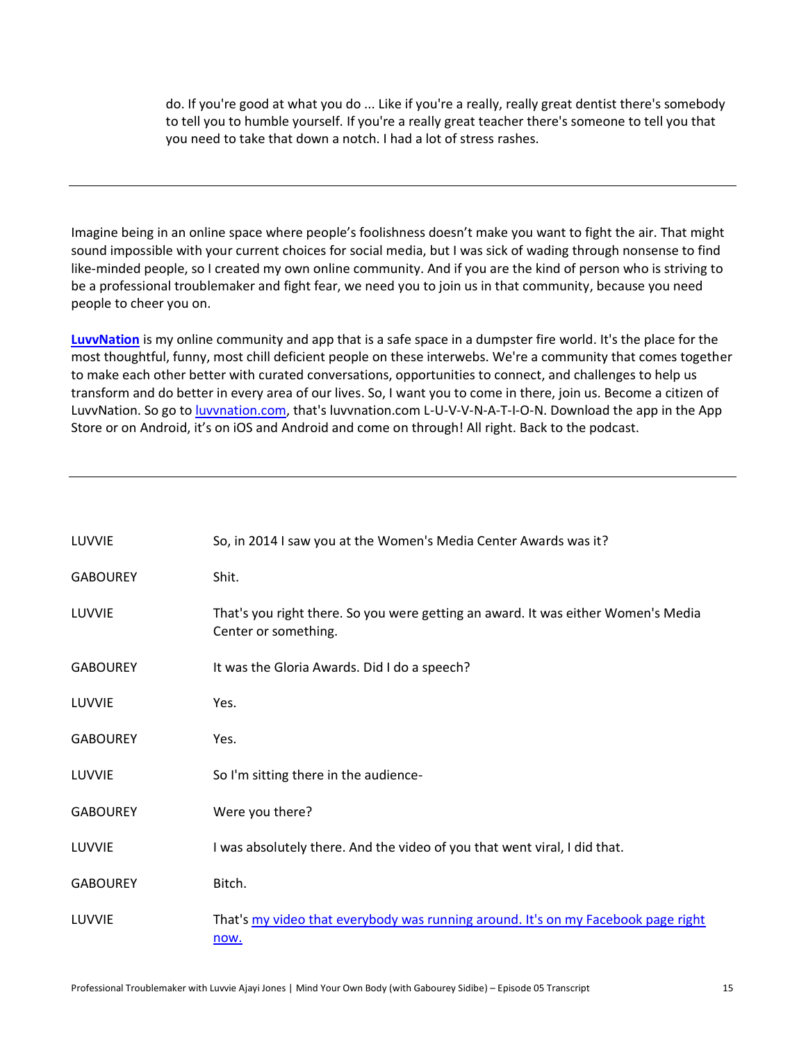do. If you're good at what you do ... Like if you're a really, really great dentist there's somebody to tell you to humble yourself. If you're a really great teacher there's someone to tell you that you need to take that down a notch. I had a lot of stress rashes.

---

Imagine being in an online space where people's foolishness doesn't make you want to fight the air. That might sound impossible with your current choices for social media, but I was sick of wading through nonsense to find like-minded people, so I created my own online community. And if you are the kind of person who is striving to be a professional troublemaker and fight fear, we need you to join us in that community, because you need people to cheer you on.

**[LuvvNation](luvvnation.com)** is my online community and app that is a safe space in a dumpster fire world. It's the place for the most thoughtful, funny, most chill deficient people on these interwebs. We're a community that comes together to make each other better with curated conversations, opportunities to connect, and challenges to help us transform and do better in every area of our lives. So, I want you to come in there, join us. Become a citizen of LuvvNation. So go to [luvvnation.com](luvvnation.com), that's luvvnation.com L-U-V-V-N-A-T-I-O-N. Download the app in the App Store or on Android, it's on iOS and Android and come on through! All right. Back to the podcast.

---

| | |
|---|---|
| LUVVIE | So, in 2014 I saw you at the Women's Media Center Awards was it? |
| GABOUREY | Shit. |
| LUVVIE | That's you right there. So you were getting an award. It was either Women's Media Center or something. |
| GABOUREY | It was the Gloria Awards. Did I do a speech? |
| LUVVIE | Yes. |
| GABOUREY | Yes. |
| LUVVIE | So I'm sitting there in the audience- |
| GABOUREY | Were you there? |
| LUVVIE | I was absolutely there. And the video of you that went viral, I did that. |
| GABOUREY | Bitch. |
| LUVVIE | That's my video that everybody was running around. It's on my Facebook page right now. |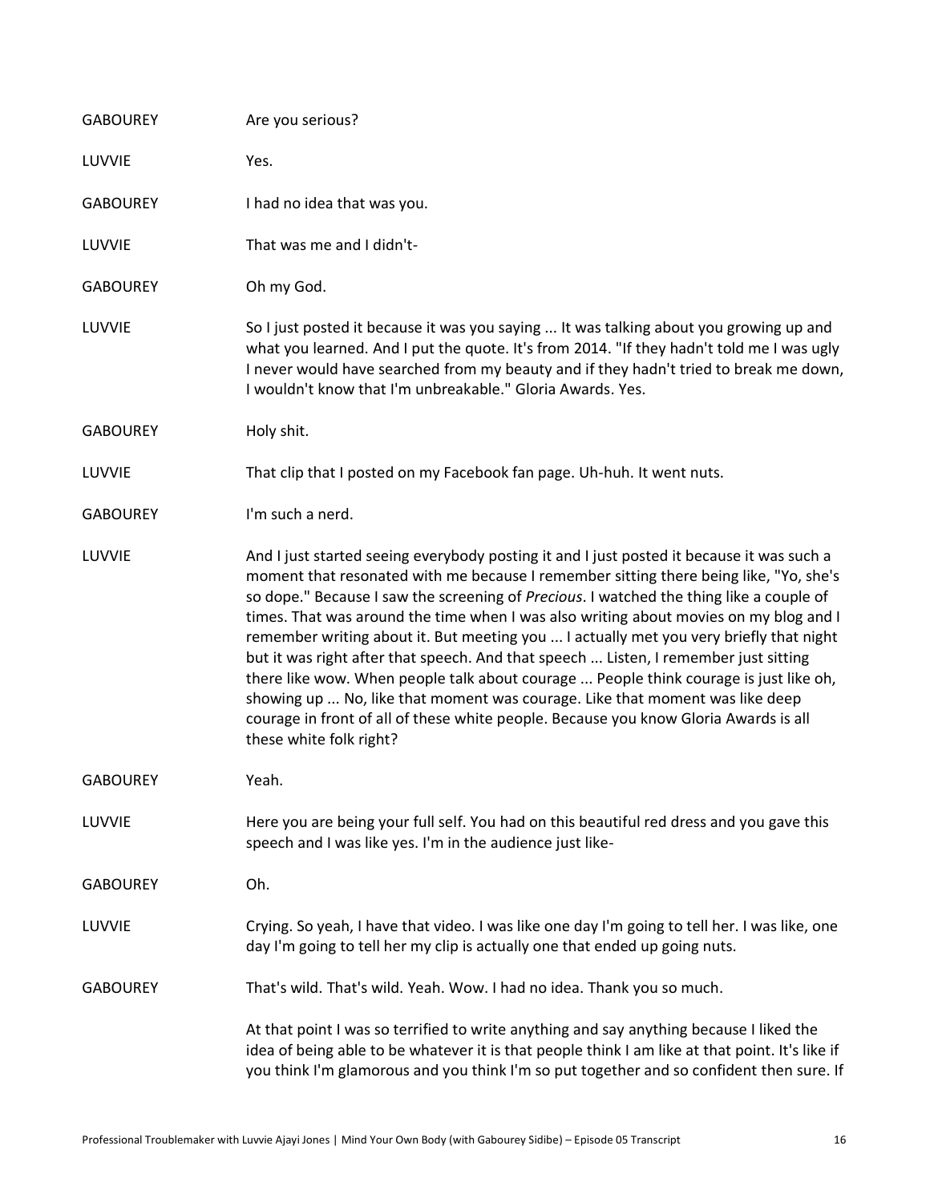**GABOUREY** Are you serious?

**LUVVIE** Yes.

**GABOUREY** I had no idea that was you.

**LUVVIE** That was me and I didn't-

**GABOUREY** Oh my God.

**LUVVIE** So I just posted it because it was you saying ... It was talking about you growing up and what you learned. And I put the quote. It's from 2014. "If they hadn't told me I was ugly I never would have searched from my beauty and if they hadn't tried to break me down, I wouldn't know that I'm unbreakable." Gloria Awards. Yes.

**GABOUREY** Holy shit.

**LUVVIE** That clip that I posted on my Facebook fan page. Uh-huh. It went nuts.

**GABOUREY** I'm such a nerd.

**LUVVIE** And I just started seeing everybody posting it and I just posted it because it was such a moment that resonated with me because I remember sitting there being like, "Yo, she's so dope." Because I saw the screening of *Precious*. I watched the thing like a couple of times. That was around the time when I was also writing about movies on my blog and I remember writing about it. But meeting you ... I actually met you very briefly that night but it was right after that speech. And that speech ... Listen, I remember just sitting there like wow. When people talk about courage ... People think courage is just like oh, showing up ... No, like that moment was courage. Like that moment was like deep courage in front of all of these white people. Because you know Gloria Awards is all these white folk right?

**GABOUREY** Yeah.

**LUVVIE** Here you are being your full self. You had on this beautiful red dress and you gave this speech and I was like yes. I'm in the audience just like-

**GABOUREY** Oh.

**LUVVIE** Crying. So yeah, I have that video. I was like one day I'm going to tell her. I was like, one day I'm going to tell her my clip is actually one that ended up going nuts.

**GABOUREY** That's wild. That's wild. Yeah. Wow. I had no idea. Thank you so much.

At that point I was so terrified to write anything and say anything because I liked the idea of being able to be whatever it is that people think I am like at that point. It's like if you think I'm glamorous and you think I'm so put together and so confident then sure. If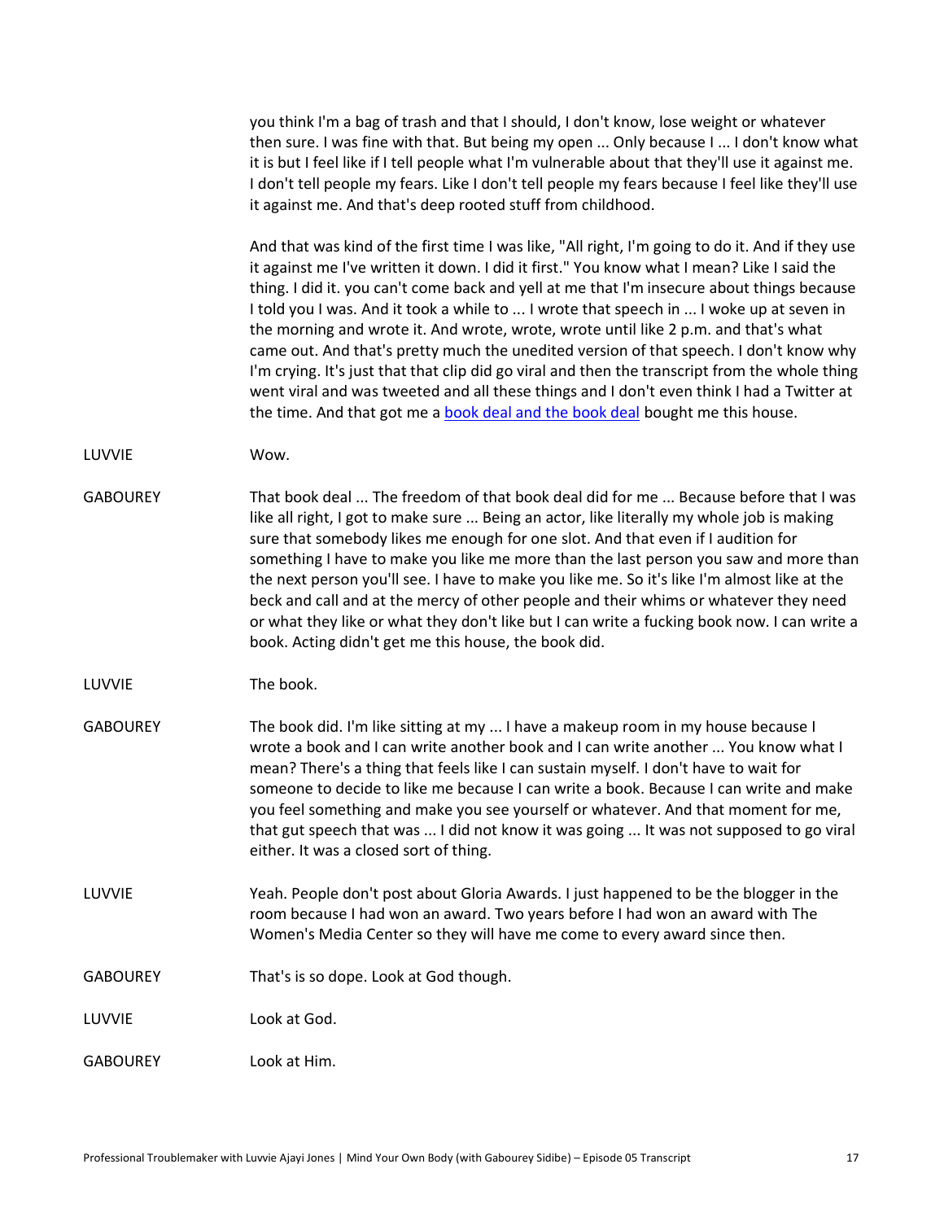you think I'm a bag of trash and that I should, I don't know, lose weight or whatever then sure. I was fine with that. But being my open ... Only because I ... I don't know what it is but I feel like if I tell people what I'm vulnerable about that they'll use it against me. I don't tell people my fears. Like I don't tell people my fears because I feel like they'll use it against me. And that's deep rooted stuff from childhood.

And that was kind of the first time I was like, "All right, I'm going to do it. And if they use it against me I've written it down. I did it first." You know what I mean? Like I said the thing. I did it. you can't come back and yell at me that I'm insecure about things because I told you I was. And it took a while to ... I wrote that speech in ... I woke up at seven in the morning and wrote it. And wrote, wrote, wrote until like 2 p.m. and that's what came out. And that's pretty much the unedited version of that speech. I don't know why I'm crying. It's just that that clip did go viral and then the transcript from the whole thing went viral and was tweeted and all these things and I don't even think I had a Twitter at the time. And that got me a book deal and the book deal bought me this house.

| | |
|---|---|
| LUVVIE | Wow. |
| GABOUREY | That book deal ... The freedom of that book deal did for me ... Because before that I was like all right, I got to make sure ... Being an actor, like literally my whole job is making sure that somebody likes me enough for one slot. And that even if I audition for something I have to make you like me more than the last person you saw and more than the next person you'll see. I have to make you like me. So it's like I'm almost like at the beck and call and at the mercy of other people and their whims or whatever they need or what they like or what they don't like but I can write a fucking book now. I can write a book. Acting didn't get me this house, the book did. |
| LUVVIE | The book. |
| GABOUREY | The book did. I'm like sitting at my ... I have a makeup room in my house because I wrote a book and I can write another book and I can write another ... You know what I mean? There's a thing that feels like I can sustain myself. I don't have to wait for someone to decide to like me because I can write a book. Because I can write and make you feel something and make you see yourself or whatever. And that moment for me, that gut speech that was ... I did not know it was going ... It was not supposed to go viral either. It was a closed sort of thing. |
| LUVVIE | Yeah. People don't post about Gloria Awards. I just happened to be the blogger in the room because I had won an award. Two years before I had won an award with The Women's Media Center so they will have me come to every award since then. |
| GABOUREY | That's is so dope. Look at God though. |
| LUVVIE | Look at God. |
| GABOUREY | Look at Him. |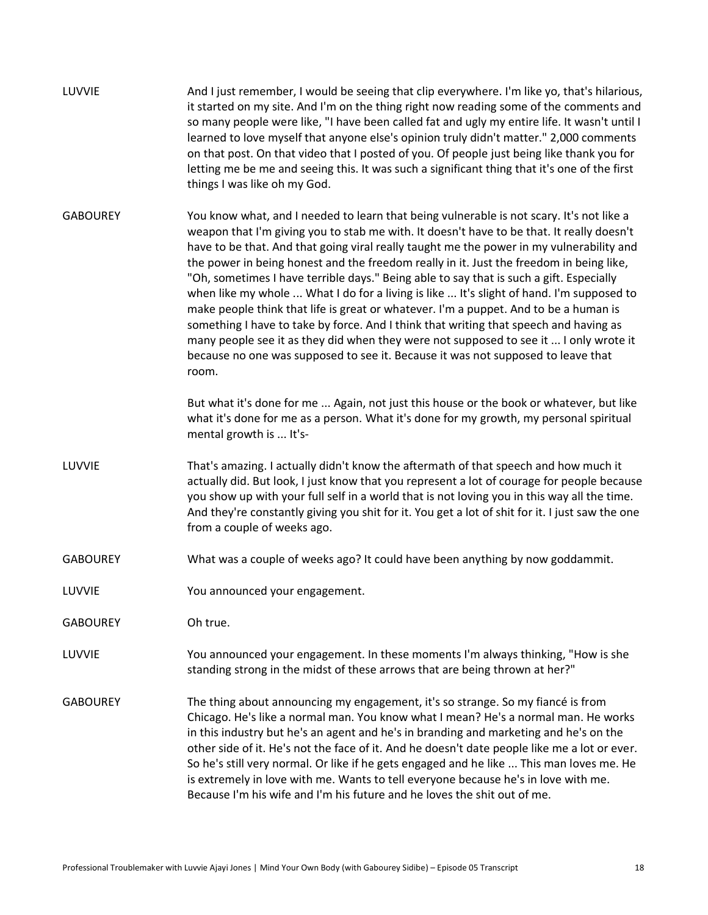LUVVIE: And I just remember, I would be seeing that clip everywhere. I'm like yo, that's hilarious, it started on my site. And I'm on the thing right now reading some of the comments and so many people were like, "I have been called fat and ugly my entire life. It wasn't until I learned to love myself that anyone else's opinion truly didn't matter." 2,000 comments on that post. On that video that I posted of you. Of people just being like thank you for letting me be me and seeing this. It was such a significant thing that it's one of the first things I was like oh my God.

GABOUREY: You know what, and I needed to learn that being vulnerable is not scary. It's not like a weapon that I'm giving you to stab me with. It doesn't have to be that. It really doesn't have to be that. And that going viral really taught me the power in my vulnerability and the power in being honest and the freedom really in it. Just the freedom in being like, "Oh, sometimes I have terrible days." Being able to say that is such a gift. Especially when like my whole ... What I do for a living is like ... It's slight of hand. I'm supposed to make people think that life is great or whatever. I'm a puppet. And to be a human is something I have to take by force. And I think that writing that speech and having as many people see it as they did when they were not supposed to see it ... I only wrote it because no one was supposed to see it. Because it was not supposed to leave that room.

But what it's done for me ... Again, not just this house or the book or whatever, but like what it's done for me as a person. What it's done for my growth, my personal spiritual mental growth is ... It's-

LUVVIE: That's amazing. I actually didn't know the aftermath of that speech and how much it actually did. But look, I just know that you represent a lot of courage for people because you show up with your full self in a world that is not loving you in this way all the time. And they're constantly giving you shit for it. You get a lot of shit for it. I just saw the one from a couple of weeks ago.

GABOUREY: What was a couple of weeks ago? It could have been anything by now goddammit.

LUVVIE: You announced your engagement.

GABOUREY: Oh true.

LUVVIE: You announced your engagement. In these moments I'm always thinking, "How is she standing strong in the midst of these arrows that are being thrown at her?"

GABOUREY: The thing about announcing my engagement, it's so strange. So my fiancé is from Chicago. He's like a normal man. You know what I mean? He's a normal man. He works in this industry but he's an agent and he's in branding and marketing and he's on the other side of it. He's not the face of it. And he doesn't date people like me a lot or ever. So he's still very normal. Or like if he gets engaged and he like ... This man loves me. He is extremely in love with me. Wants to tell everyone because he's in love with me. Because I'm his wife and I'm his future and he loves the shit out of me.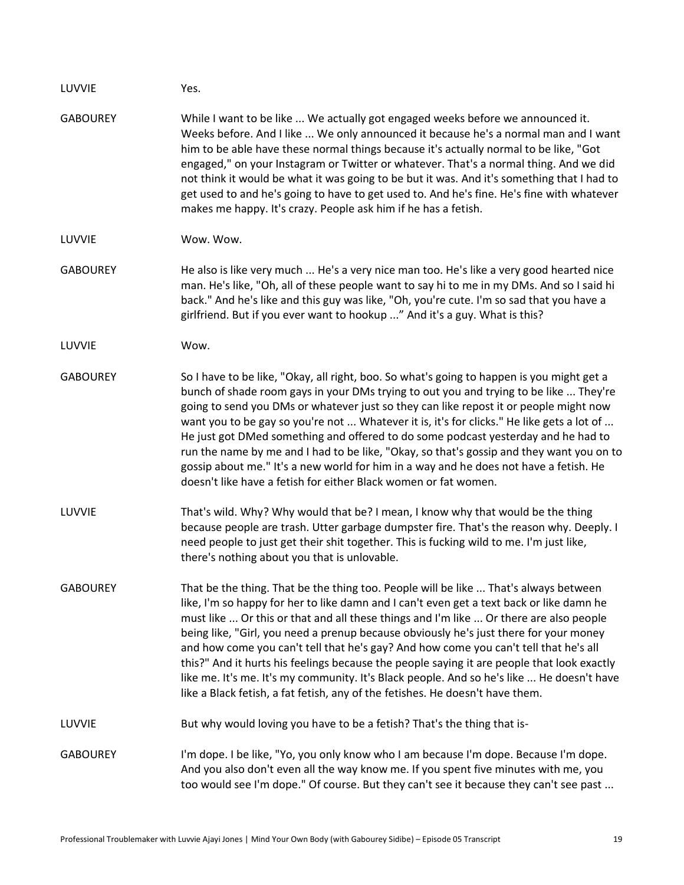LUVVIE Yes.

GABOUREY While I want to be like ... We actually got engaged weeks before we announced it. Weeks before. And I like ... We only announced it because he's a normal man and I want him to be able have these normal things because it's actually normal to be like, "Got engaged," on your Instagram or Twitter or whatever. That's a normal thing. And we did not think it would be what it was going to be but it was. And it's something that I had to get used to and he's going to have to get used to. And he's fine. He's fine with whatever makes me happy. It's crazy. People ask him if he has a fetish.

LUVVIE Wow. Wow.

GABOUREY He also is like very much ... He's a very nice man too. He's like a very good hearted nice man. He's like, "Oh, all of these people want to say hi to me in my DMs. And so I said hi back." And he's like and this guy was like, "Oh, you're cute. I'm so sad that you have a girlfriend. But if you ever want to hookup ..." And it's a guy. What is this?

LUVVIE Wow.

GABOUREY So I have to be like, "Okay, all right, boo. So what's going to happen is you might get a bunch of shade room gays in your DMs trying to out you and trying to be like ... They're going to send you DMs or whatever just so they can like repost it or people might now want you to be gay so you're not ... Whatever it is, it's for clicks." He like gets a lot of ... He just got DMed something and offered to do some podcast yesterday and he had to run the name by me and I had to be like, "Okay, so that's gossip and they want you on to gossip about me." It's a new world for him in a way and he does not have a fetish. He doesn't like have a fetish for either Black women or fat women.

LUVVIE That's wild. Why? Why would that be? I mean, I know why that would be the thing because people are trash. Utter garbage dumpster fire. That's the reason why. Deeply. I need people to just get their shit together. This is fucking wild to me. I'm just like, there's nothing about you that is unlovable.

GABOUREY That be the thing. That be the thing too. People will be like ... That's always between like, I'm so happy for her to like damn and I can't even get a text back or like damn he must like ... Or this or that and all these things and I'm like ... Or there are also people being like, "Girl, you need a prenup because obviously he's just there for your money and how come you can't tell that he's gay? And how come you can't tell that he's all this?" And it hurts his feelings because the people saying it are people that look exactly like me. It's me. It's my community. It's Black people. And so he's like ... He doesn't have like a Black fetish, a fat fetish, any of the fetishes. He doesn't have them.

LUVVIE But why would loving you have to be a fetish? That's the thing that is-

GABOUREY I'm dope. I be like, "Yo, you only know who I am because I'm dope. Because I'm dope. And you also don't even all the way know me. If you spent five minutes with me, you too would see I'm dope." Of course. But they can't see it because they can't see past ...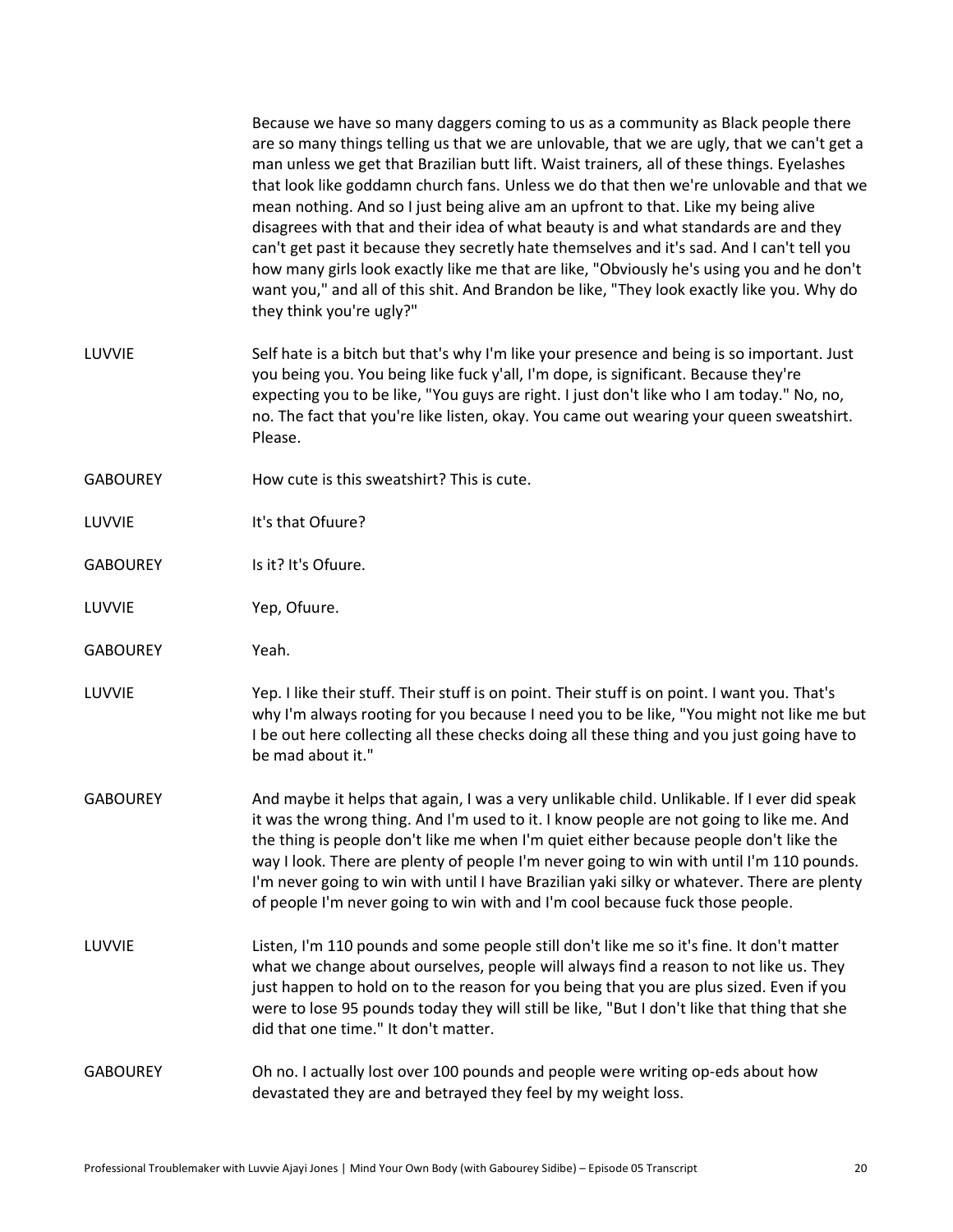Because we have so many daggers coming to us as a community as Black people there are so many things telling us that we are unlovable, that we are ugly, that we can't get a man unless we get that Brazilian butt lift. Waist trainers, all of these things. Eyelashes that look like goddamn church fans. Unless we do that then we're unlovable and that we mean nothing. And so I just being alive am an upfront to that. Like my being alive disagrees with that and their idea of what beauty is and what standards are and they can't get past it because they secretly hate themselves and it's sad. And I can't tell you how many girls look exactly like me that are like, "Obviously he's using you and he don't want you," and all of this shit. And Brandon be like, "They look exactly like you. Why do they think you're ugly?"

LUVVIE: Self hate is a bitch but that's why I'm like your presence and being is so important. Just you being you. You being like fuck y'all, I'm dope, is significant. Because they're expecting you to be like, "You guys are right. I just don't like who I am today." No, no, no. The fact that you're like listen, okay. You came out wearing your queen sweatshirt. Please.

GABOUREY: How cute is this sweatshirt? This is cute.

LUVVIE: It's that Ofuure?

GABOUREY: Is it? It's Ofuure.

LUVVIE: Yep, Ofuure.

GABOUREY: Yeah.

LUVVIE: Yep. I like their stuff. Their stuff is on point. Their stuff is on point. I want you. That's why I'm always rooting for you because I need you to be like, "You might not like me but I be out here collecting all these checks doing all these thing and you just going have to be mad about it."

GABOUREY: And maybe it helps that again, I was a very unlikable child. Unlikable. If I ever did speak it was the wrong thing. And I'm used to it. I know people are not going to like me. And the thing is people don't like me when I'm quiet either because people don't like the way I look. There are plenty of people I'm never going to win with until I'm 110 pounds. I'm never going to win with until I have Brazilian yaki silky or whatever. There are plenty of people I'm never going to win with and I'm cool because fuck those people.

LUVVIE: Listen, I'm 110 pounds and some people still don't like me so it's fine. It don't matter what we change about ourselves, people will always find a reason to not like us. They just happen to hold on to the reason for you being that you are plus sized. Even if you were to lose 95 pounds today they will still be like, "But I don't like that thing that she did that one time." It don't matter.

GABOUREY: Oh no. I actually lost over 100 pounds and people were writing op-eds about how devastated they are and betrayed they feel by my weight loss.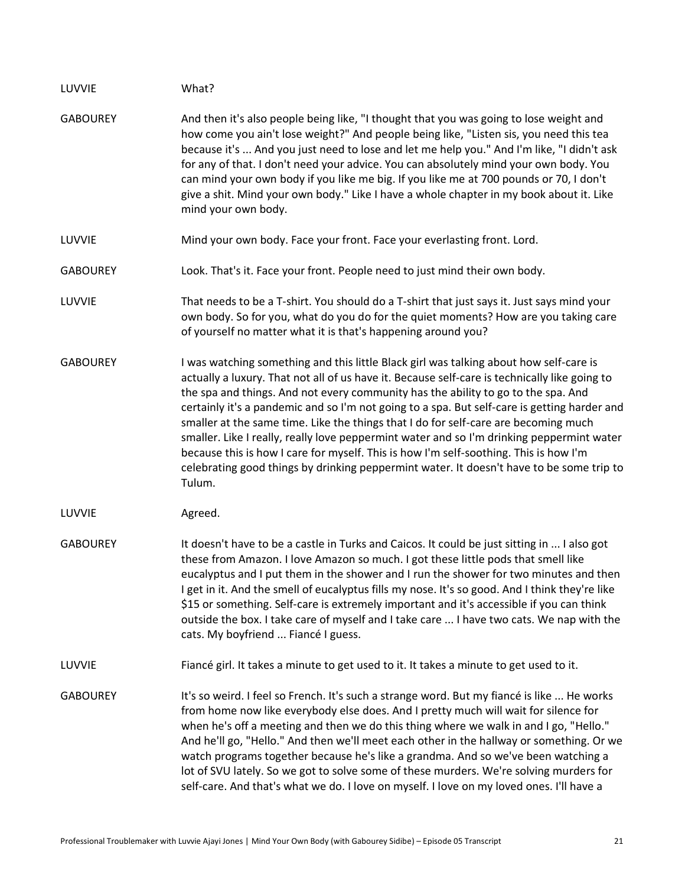LUVVIE What?

GABOUREY And then it's also people being like, "I thought that you was going to lose weight and how come you ain't lose weight?" And people being like, "Listen sis, you need this tea because it's ... And you just need to lose and let me help you." And I'm like, "I didn't ask for any of that. I don't need your advice. You can absolutely mind your own body. You can mind your own body if you like me big. If you like me at 700 pounds or 70, I don't give a shit. Mind your own body." Like I have a whole chapter in my book about it. Like mind your own body.

LUVVIE Mind your own body. Face your front. Face your everlasting front. Lord.

GABOUREY Look. That's it. Face your front. People need to just mind their own body.

LUVVIE That needs to be a T-shirt. You should do a T-shirt that just says it. Just says mind your own body. So for you, what do you do for the quiet moments? How are you taking care of yourself no matter what it is that's happening around you?

GABOUREY I was watching something and this little Black girl was talking about how self-care is actually a luxury. That not all of us have it. Because self-care is technically like going to the spa and things. And not every community has the ability to go to the spa. And certainly it's a pandemic and so I'm not going to a spa. But self-care is getting harder and smaller at the same time. Like the things that I do for self-care are becoming much smaller. Like I really, really love peppermint water and so I'm drinking peppermint water because this is how I care for myself. This is how I'm self-soothing. This is how I'm celebrating good things by drinking peppermint water. It doesn't have to be some trip to Tulum.

LUVVIE Agreed.

GABOUREY It doesn't have to be a castle in Turks and Caicos. It could be just sitting in ... I also got these from Amazon. I love Amazon so much. I got these little pods that smell like eucalyptus and I put them in the shower and I run the shower for two minutes and then I get in it. And the smell of eucalyptus fills my nose. It's so good. And I think they're like $15 or something. Self-care is extremely important and it's accessible if you can think outside the box. I take care of myself and I take care ... I have two cats. We nap with the cats. My boyfriend ... Fiancé I guess.

LUVVIE Fiancé girl. It takes a minute to get used to it. It takes a minute to get used to it.

GABOUREY It's so weird. I feel so French. It's such a strange word. But my fiancé is like ... He works from home now like everybody else does. And I pretty much will wait for silence for when he's off a meeting and then we do this thing where we walk in and I go, "Hello." And he'll go, "Hello." And then we'll meet each other in the hallway or something. Or we watch programs together because he's like a grandma. And so we've been watching a lot of SVU lately. So we got to solve some of these murders. We're solving murders for self-care. And that's what we do. I love on myself. I love on my loved ones. I'll have a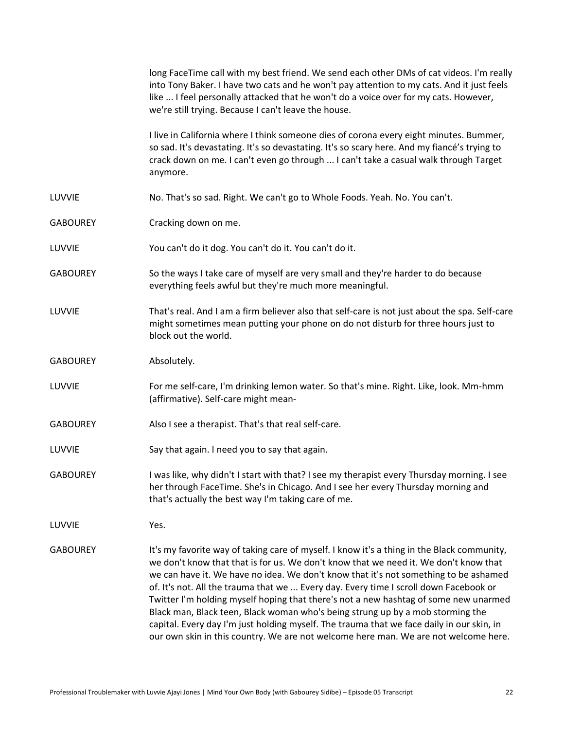long FaceTime call with my best friend. We send each other DMs of cat videos. I'm really into Tony Baker. I have two cats and he won't pay attention to my cats. And it just feels like ... I feel personally attacked that he won't do a voice over for my cats. However, we're still trying. Because I can't leave the house.

I live in California where I think someone dies of corona every eight minutes. Bummer, so sad. It's devastating. It's so devastating. It's so scary here. And my fiancé's trying to crack down on me. I can't even go through ... I can't take a casual walk through Target anymore.

**LUVVIE** No. That's so sad. Right. We can't go to Whole Foods. Yeah. No. You can't.

**GABOUREY** Cracking down on me.

**LUVVIE** You can't do it dog. You can't do it. You can't do it.

**GABOUREY** So the ways I take care of myself are very small and they're harder to do because everything feels awful but they're much more meaningful.

**LUVVIE** That's real. And I am a firm believer also that self-care is not just about the spa. Self-care might sometimes mean putting your phone on do not disturb for three hours just to block out the world.

**GABOUREY** Absolutely.

**LUVVIE** For me self-care, I'm drinking lemon water. So that's mine. Right. Like, look. Mm-hmm (affirmative). Self-care might mean-

**GABOUREY** Also I see a therapist. That's that real self-care.

**LUVVIE** Say that again. I need you to say that again.

**GABOUREY** I was like, why didn't I start with that? I see my therapist every Thursday morning. I see her through FaceTime. She's in Chicago. And I see her every Thursday morning and that's actually the best way I'm taking care of me.

**LUVVIE** Yes.

**GABOUREY** It's my favorite way of taking care of myself. I know it's a thing in the Black community, we don't know that that is for us. We don't know that we need it. We don't know that we can have it. We have no idea. We don't know that it's not something to be ashamed of. It's not. All the trauma that we ... Every day. Every time I scroll down Facebook or Twitter I'm holding myself hoping that there's not a new hashtag of some new unarmed Black man, Black teen, Black woman who's being strung up by a mob storming the capital. Every day I'm just holding myself. The trauma that we face daily in our skin, in our own skin in this country. We are not welcome here man. We are not welcome here.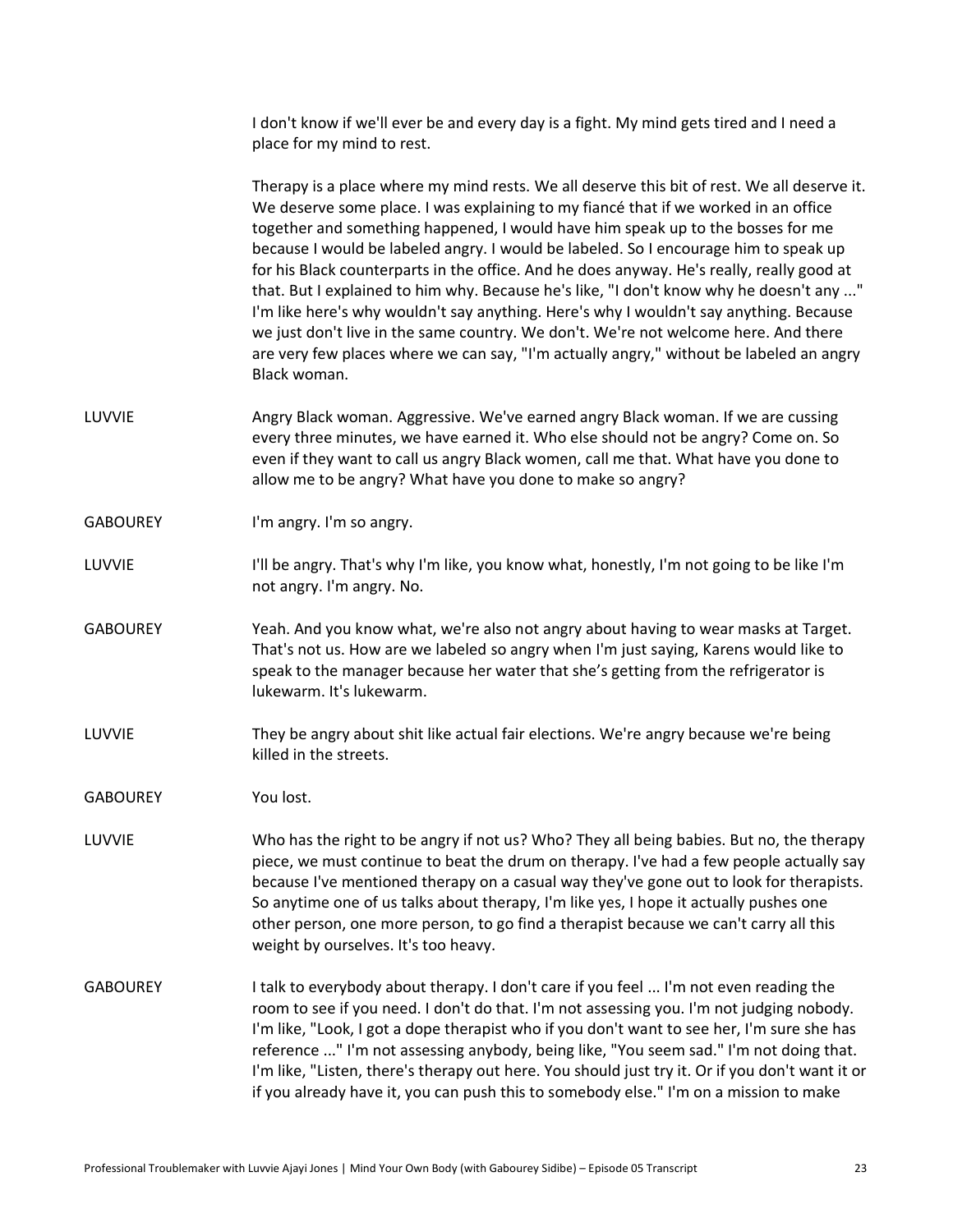I don't know if we'll ever be and every day is a fight. My mind gets tired and I need a place for my mind to rest.

Therapy is a place where my mind rests. We all deserve this bit of rest. We all deserve it. We deserve some place. I was explaining to my fiancé that if we worked in an office together and something happened, I would have him speak up to the bosses for me because I would be labeled angry. I would be labeled. So I encourage him to speak up for his Black counterparts in the office. And he does anyway. He's really, really good at that. But I explained to him why. Because he's like, "I don't know why he doesn't any ..." I'm like here's why wouldn't say anything. Here's why I wouldn't say anything. Because we just don't live in the same country. We don't. We're not welcome here. And there are very few places where we can say, "I'm actually angry," without be labeled an angry Black woman.

**LUVVIE** Angry Black woman. Aggressive. We've earned angry Black woman. If we are cussing every three minutes, we have earned it. Who else should not be angry? Come on. So even if they want to call us angry Black women, call me that. What have you done to allow me to be angry? What have you done to make so angry?

**GABOUREY** I'm angry. I'm so angry.

**LUVVIE** I'll be angry. That's why I'm like, you know what, honestly, I'm not going to be like I'm not angry. I'm angry. No.

**GABOUREY** Yeah. And you know what, we're also not angry about having to wear masks at Target. That's not us. How are we labeled so angry when I'm just saying, Karens would like to speak to the manager because her water that she's getting from the refrigerator is lukewarm. It's lukewarm.

**LUVVIE** They be angry about shit like actual fair elections. We're angry because we're being killed in the streets.

**GABOUREY** You lost.

**LUVVIE** Who has the right to be angry if not us? Who? They all being babies. But no, the therapy piece, we must continue to beat the drum on therapy. I've had a few people actually say because I've mentioned therapy on a casual way they've gone out to look for therapists. So anytime one of us talks about therapy, I'm like yes, I hope it actually pushes one other person, one more person, to go find a therapist because we can't carry all this weight by ourselves. It's too heavy.

**GABOUREY** I talk to everybody about therapy. I don't care if you feel ... I'm not even reading the room to see if you need. I don't do that. I'm not assessing you. I'm not judging nobody. I'm like, "Look, I got a dope therapist who if you don't want to see her, I'm sure she has reference ..." I'm not assessing anybody, being like, "You seem sad." I'm not doing that. I'm like, "Listen, there's therapy out here. You should just try it. Or if you don't want it or if you already have it, you can push this to somebody else." I'm on a mission to make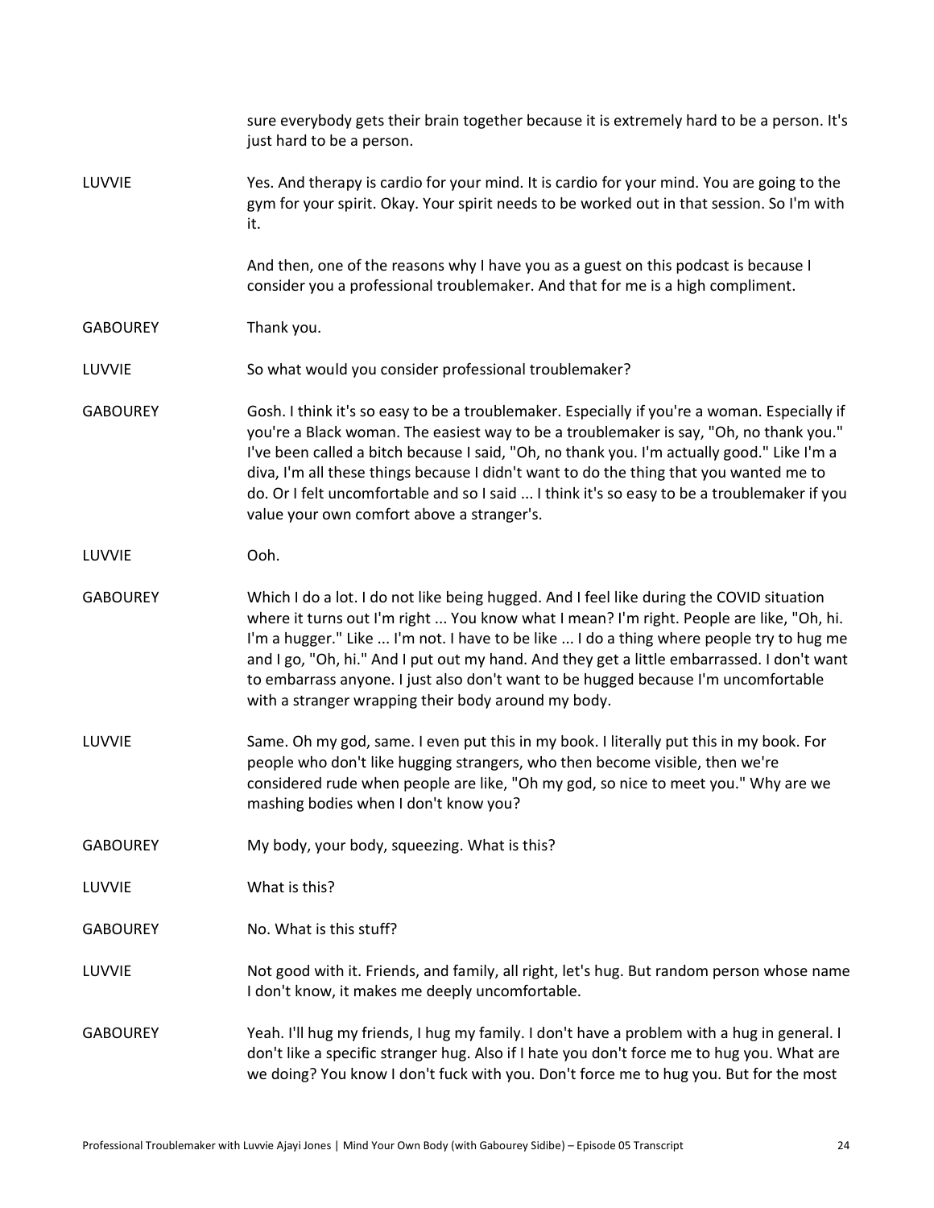sure everybody gets their brain together because it is extremely hard to be a person. It's just hard to be a person.

**LUVVIE** Yes. And therapy is cardio for your mind. It is cardio for your mind. You are going to the gym for your spirit. Okay. Your spirit needs to be worked out in that session. So I'm with it.

And then, one of the reasons why I have you as a guest on this podcast is because I consider you a professional troublemaker. And that for me is a high compliment.

**GABOUREY** Thank you.

**LUVVIE** So what would you consider professional troublemaker?

**GABOUREY** Gosh. I think it's so easy to be a troublemaker. Especially if you're a woman. Especially if you're a Black woman. The easiest way to be a troublemaker is say, "Oh, no thank you." I've been called a bitch because I said, "Oh, no thank you. I'm actually good." Like I'm a diva, I'm all these things because I didn't want to do the thing that you wanted me to do. Or I felt uncomfortable and so I said ... I think it's so easy to be a troublemaker if you value your own comfort above a stranger's.

**LUVVIE** Ooh.

**GABOUREY** Which I do a lot. I do not like being hugged. And I feel like during the COVID situation where it turns out I'm right ... You know what I mean? I'm right. People are like, "Oh, hi. I'm a hugger." Like ... I'm not. I have to be like ... I do a thing where people try to hug me and I go, "Oh, hi." And I put out my hand. And they get a little embarrassed. I don't want to embarrass anyone. I just also don't want to be hugged because I'm uncomfortable with a stranger wrapping their body around my body.

**LUVVIE** Same. Oh my god, same. I even put this in my book. I literally put this in my book. For people who don't like hugging strangers, who then become visible, then we're considered rude when people are like, "Oh my god, so nice to meet you." Why are we mashing bodies when I don't know you?

**GABOUREY** My body, your body, squeezing. What is this?

**LUVVIE** What is this?

**GABOUREY** No. What is this stuff?

**LUVVIE** Not good with it. Friends, and family, all right, let's hug. But random person whose name I don't know, it makes me deeply uncomfortable.

**GABOUREY** Yeah. I'll hug my friends, I hug my family. I don't have a problem with a hug in general. I don't like a specific stranger hug. Also if I hate you don't force me to hug you. What are we doing? You know I don't fuck with you. Don't force me to hug you. But for the most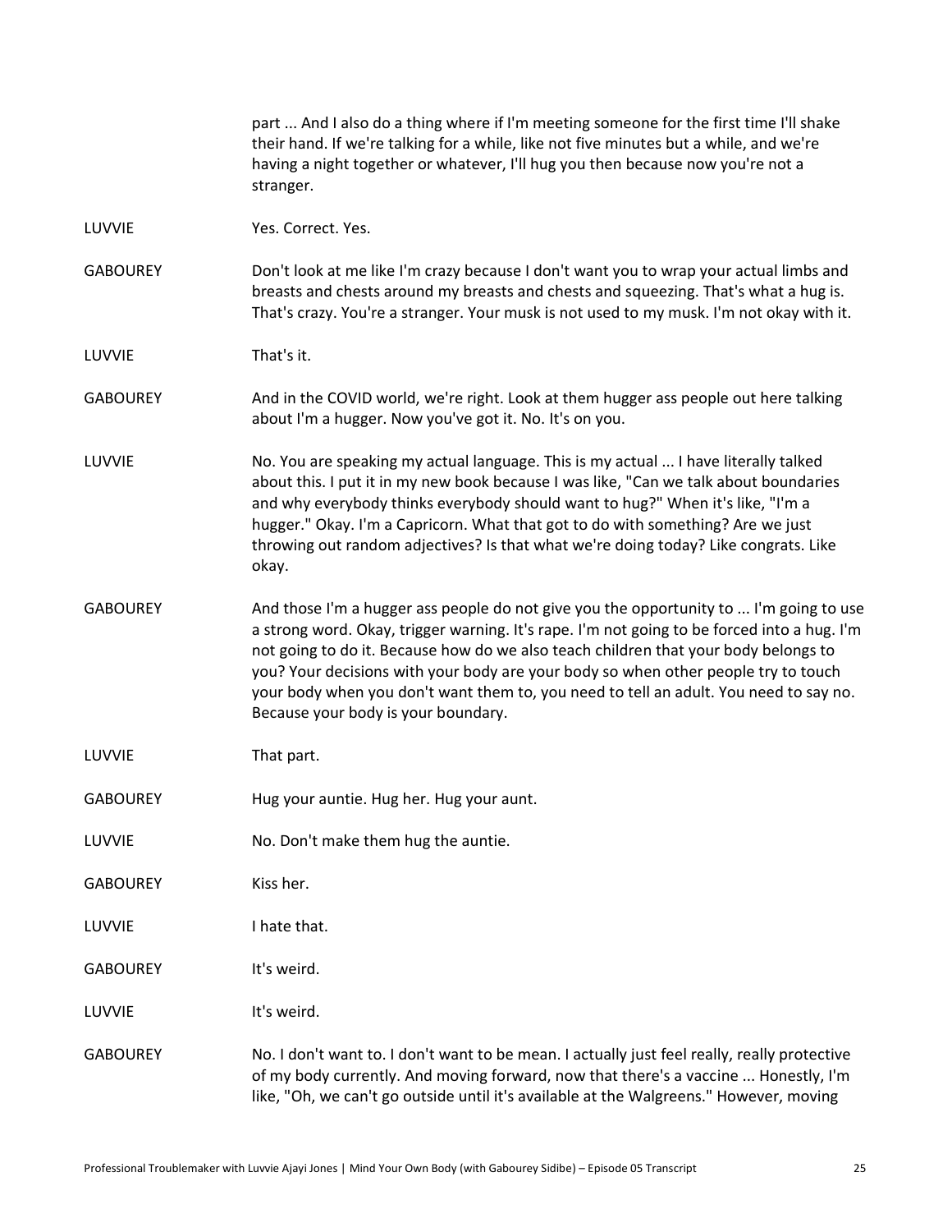part ... And I also do a thing where if I'm meeting someone for the first time I'll shake their hand. If we're talking for a while, like not five minutes but a while, and we're having a night together or whatever, I'll hug you then because now you're not a stranger.

LUVVIE Yes. Correct. Yes.

GABOUREY Don't look at me like I'm crazy because I don't want you to wrap your actual limbs and breasts and chests around my breasts and chests and squeezing. That's what a hug is. That's crazy. You're a stranger. Your musk is not used to my musk. I'm not okay with it.

LUVVIE That's it.

GABOUREY And in the COVID world, we're right. Look at them hugger ass people out here talking about I'm a hugger. Now you've got it. No. It's on you.

LUVVIE No. You are speaking my actual language. This is my actual ... I have literally talked about this. I put it in my new book because I was like, "Can we talk about boundaries and why everybody thinks everybody should want to hug?" When it's like, "I'm a hugger." Okay. I'm a Capricorn. What that got to do with something? Are we just throwing out random adjectives? Is that what we're doing today? Like congrats. Like okay.

GABOUREY And those I'm a hugger ass people do not give you the opportunity to ... I'm going to use a strong word. Okay, trigger warning. It's rape. I'm not going to be forced into a hug. I'm not going to do it. Because how do we also teach children that your body belongs to you? Your decisions with your body are your body so when other people try to touch your body when you don't want them to, you need to tell an adult. You need to say no. Because your body is your boundary.

LUVVIE That part.

GABOUREY Hug your auntie. Hug her. Hug your aunt.

LUVVIE No. Don't make them hug the auntie.

GABOUREY Kiss her.

LUVVIE I hate that.

GABOUREY It's weird.

LUVVIE It's weird.

GABOUREY No. I don't want to. I don't want to be mean. I actually just feel really, really protective of my body currently. And moving forward, now that there's a vaccine ... Honestly, I'm like, "Oh, we can't go outside until it's available at the Walgreens." However, moving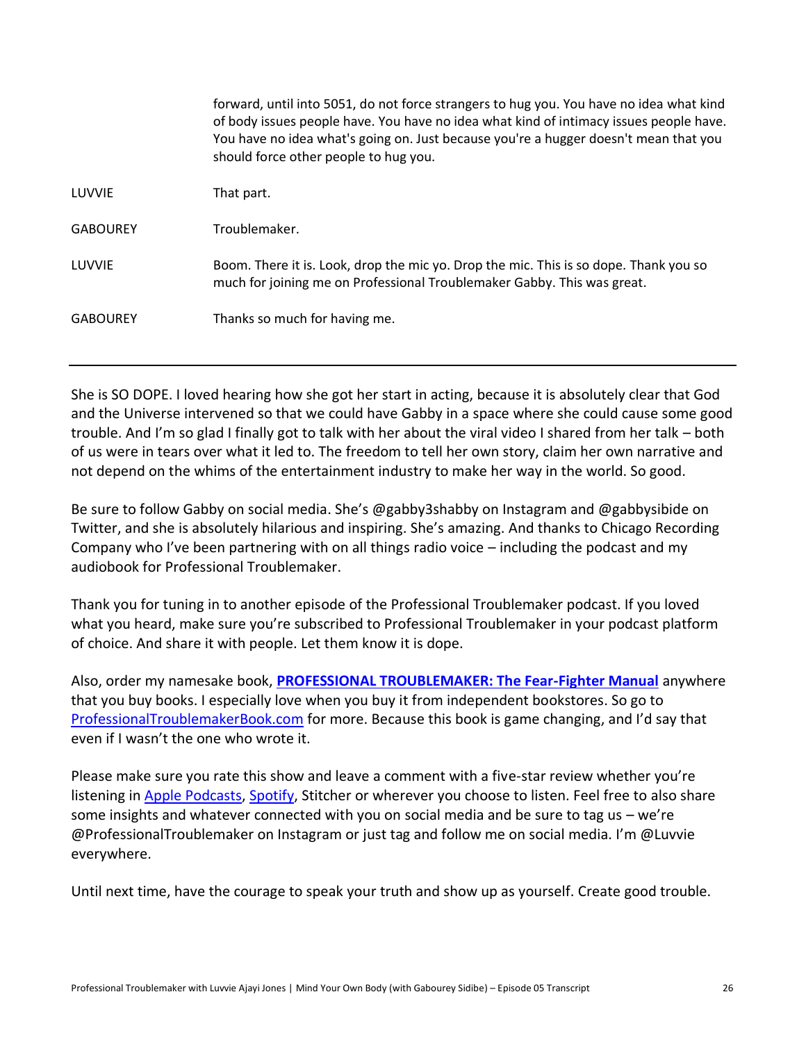| | |
|---|---|
| | forward, until into 5051, do not force strangers to hug you. You have no idea what kind of body issues people have. You have no idea what kind of intimacy issues people have. You have no idea what's going on. Just because you're a hugger doesn't mean that you should force other people to hug you. |
| LUVVIE | That part. |
| GABOUREY | Troublemaker. |
| LUVVIE | Boom. There it is. Look, drop the mic yo. Drop the mic. This is so dope. Thank you so much for joining me on Professional Troublemaker Gabby. This was great. |
| GABOUREY | Thanks so much for having me. |

---

She is SO DOPE. I loved hearing how she got her start in acting, because it is absolutely clear that God and the Universe intervened so that we could have Gabby in a space where she could cause some good trouble. And I'm so glad I finally got to talk with her about the viral video I shared from her talk – both of us were in tears over what it led to. The freedom to tell her own story, claim her own narrative and not depend on the whims of the entertainment industry to make her way in the world. So good.

Be sure to follow Gabby on social media. She's @gabby3shabby on Instagram and @gabbysibide on Twitter, and she is absolutely hilarious and inspiring. She's amazing. And thanks to Chicago Recording Company who I've been partnering with on all things radio voice – including the podcast and my audiobook for Professional Troublemaker.

Thank you for tuning in to another episode of the Professional Troublemaker podcast. If you loved what you heard, make sure you're subscribed to Professional Troublemaker in your podcast platform of choice. And share it with people. Let them know it is dope.

Also, order my namesake book, **PROFESSIONAL TROUBLEMAKER: The Fear-Fighter Manual** anywhere that you buy books. I especially love when you buy it from independent bookstores. So go to ProfessionalTroublemakerBook.com for more. Because this book is game changing, and I'd say that even if I wasn't the one who wrote it.

Please make sure you rate this show and leave a comment with a five-star review whether you're listening in Apple Podcasts, Spotify, Stitcher or wherever you choose to listen. Feel free to also share some insights and whatever connected with you on social media and be sure to tag us – we're @ProfessionalTroublemaker on Instagram or just tag and follow me on social media. I'm @Luvvie everywhere.

Until next time, have the courage to speak your truth and show up as yourself. Create good trouble.